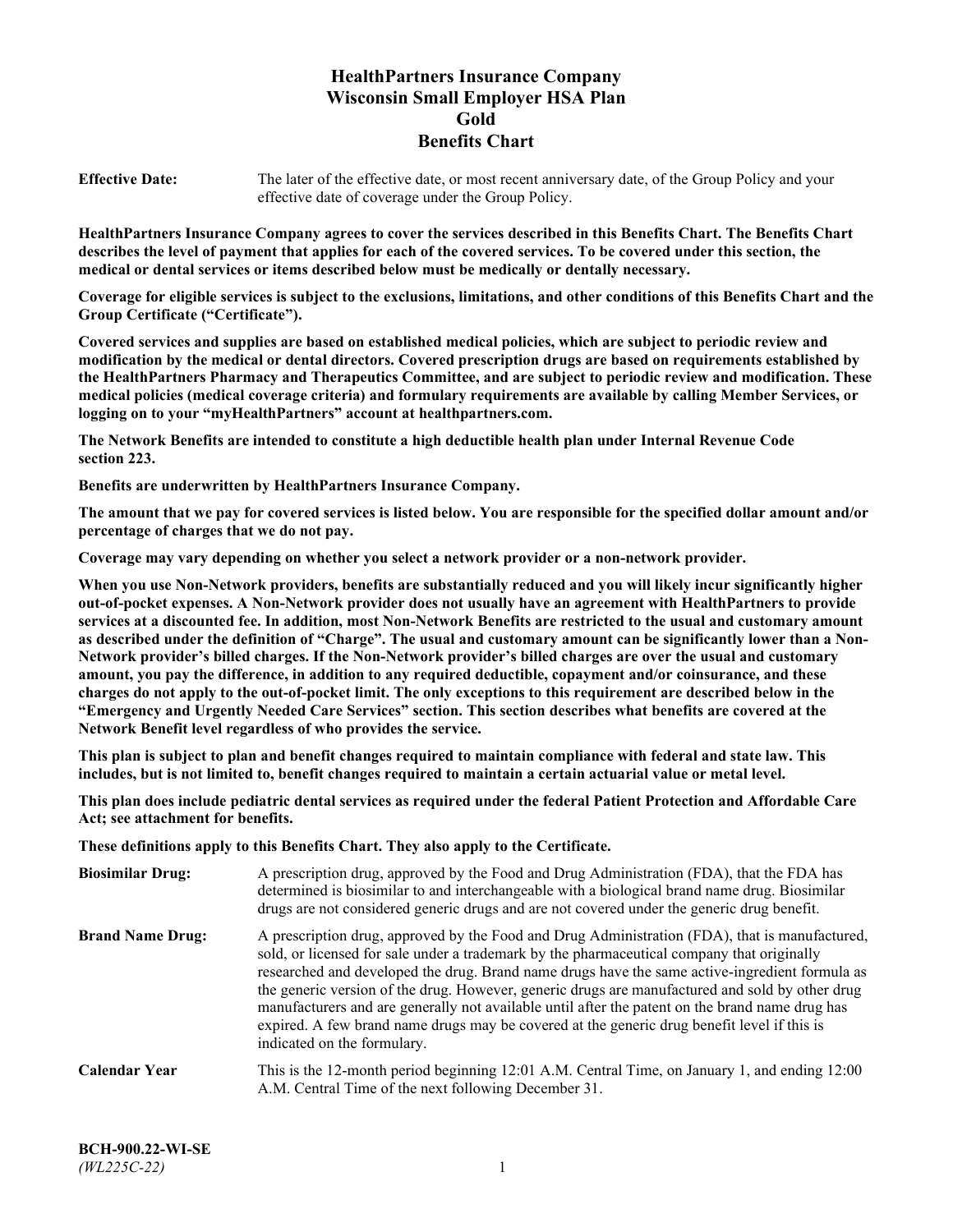# HealthPartners Insurance Company
# Wisconsin Small Employer HSA Plan
# Gold
# Benefits Chart

**Effective Date:** The later of the effective date, or most recent anniversary date, of the Group Policy and your effective date of coverage under the Group Policy.

**HealthPartners Insurance Company agrees to cover the services described in this Benefits Chart. The Benefits Chart describes the level of payment that applies for each of the covered services. To be covered under this section, the medical or dental services or items described below must be medically or dentally necessary.**

**Coverage for eligible services is subject to the exclusions, limitations, and other conditions of this Benefits Chart and the Group Certificate ("Certificate").**

**Covered services and supplies are based on established medical policies, which are subject to periodic review and modification by the medical or dental directors. Covered prescription drugs are based on requirements established by the HealthPartners Pharmacy and Therapeutics Committee, and are subject to periodic review and modification. These medical policies (medical coverage criteria) and formulary requirements are available by calling Member Services, or logging on to your "myHealthPartners" account at healthpartners.com.**

**The Network Benefits are intended to constitute a high deductible health plan under Internal Revenue Code section 223.**

**Benefits are underwritten by HealthPartners Insurance Company.**

**The amount that we pay for covered services is listed below. You are responsible for the specified dollar amount and/or percentage of charges that we do not pay.**

**Coverage may vary depending on whether you select a network provider or a non-network provider.**

**When you use Non-Network providers, benefits are substantially reduced and you will likely incur significantly higher out-of-pocket expenses. A Non-Network provider does not usually have an agreement with HealthPartners to provide services at a discounted fee. In addition, most Non-Network Benefits are restricted to the usual and customary amount as described under the definition of "Charge". The usual and customary amount can be significantly lower than a Non-Network provider's billed charges. If the Non-Network provider's billed charges are over the usual and customary amount, you pay the difference, in addition to any required deductible, copayment and/or coinsurance, and these charges do not apply to the out-of-pocket limit. The only exceptions to this requirement are described below in the "Emergency and Urgently Needed Care Services" section. This section describes what benefits are covered at the Network Benefit level regardless of who provides the service.**

**This plan is subject to plan and benefit changes required to maintain compliance with federal and state law. This includes, but is not limited to, benefit changes required to maintain a certain actuarial value or metal level.**

**This plan does include pediatric dental services as required under the federal Patient Protection and Affordable Care Act; see attachment for benefits.**

**These definitions apply to this Benefits Chart. They also apply to the Certificate.**

**Biosimilar Drug:** A prescription drug, approved by the Food and Drug Administration (FDA), that the FDA has determined is biosimilar to and interchangeable with a biological brand name drug. Biosimilar drugs are not considered generic drugs and are not covered under the generic drug benefit.

**Brand Name Drug:** A prescription drug, approved by the Food and Drug Administration (FDA), that is manufactured, sold, or licensed for sale under a trademark by the pharmaceutical company that originally researched and developed the drug. Brand name drugs have the same active-ingredient formula as the generic version of the drug. However, generic drugs are manufactured and sold by other drug manufacturers and are generally not available until after the patent on the brand name drug has expired. A few brand name drugs may be covered at the generic drug benefit level if this is indicated on the formulary.

**Calendar Year** This is the 12-month period beginning 12:01 A.M. Central Time, on January 1, and ending 12:00 A.M. Central Time of the next following December 31.

**BCH-900.22-WI-SE**
*(WL225C-22)*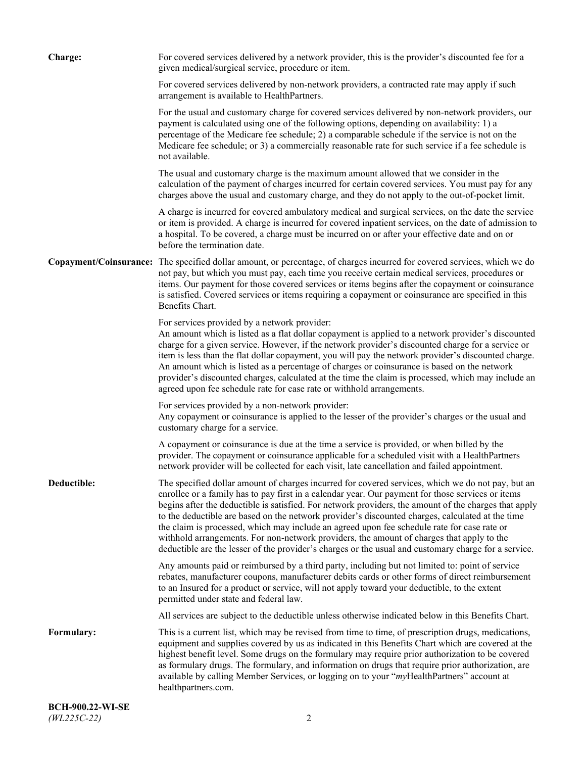**Charge:** For covered services delivered by a network provider, this is the provider's discounted fee for a given medical/surgical service, procedure or item.

For covered services delivered by non-network providers, a contracted rate may apply if such arrangement is available to HealthPartners.

For the usual and customary charge for covered services delivered by non-network providers, our payment is calculated using one of the following options, depending on availability: 1) a percentage of the Medicare fee schedule; 2) a comparable schedule if the service is not on the Medicare fee schedule; or 3) a commercially reasonable rate for such service if a fee schedule is not available.

The usual and customary charge is the maximum amount allowed that we consider in the calculation of the payment of charges incurred for certain covered services. You must pay for any charges above the usual and customary charge, and they do not apply to the out-of-pocket limit.

A charge is incurred for covered ambulatory medical and surgical services, on the date the service or item is provided. A charge is incurred for covered inpatient services, on the date of admission to a hospital. To be covered, a charge must be incurred on or after your effective date and on or before the termination date.

**Copayment/Coinsurance:** The specified dollar amount, or percentage, of charges incurred for covered services, which we do not pay, but which you must pay, each time you receive certain medical services, procedures or items. Our payment for those covered services or items begins after the copayment or coinsurance is satisfied. Covered services or items requiring a copayment or coinsurance are specified in this Benefits Chart.

For services provided by a network provider:
An amount which is listed as a flat dollar copayment is applied to a network provider's discounted charge for a given service. However, if the network provider's discounted charge for a service or item is less than the flat dollar copayment, you will pay the network provider's discounted charge. An amount which is listed as a percentage of charges or coinsurance is based on the network provider's discounted charges, calculated at the time the claim is processed, which may include an agreed upon fee schedule rate for case rate or withhold arrangements.

For services provided by a non-network provider:
Any copayment or coinsurance is applied to the lesser of the provider's charges or the usual and customary charge for a service.

A copayment or coinsurance is due at the time a service is provided, or when billed by the provider. The copayment or coinsurance applicable for a scheduled visit with a HealthPartners network provider will be collected for each visit, late cancellation and failed appointment.

**Deductible:** The specified dollar amount of charges incurred for covered services, which we do not pay, but an enrollee or a family has to pay first in a calendar year. Our payment for those services or items begins after the deductible is satisfied. For network providers, the amount of the charges that apply to the deductible are based on the network provider's discounted charges, calculated at the time the claim is processed, which may include an agreed upon fee schedule rate for case rate or withhold arrangements. For non-network providers, the amount of charges that apply to the deductible are the lesser of the provider's charges or the usual and customary charge for a service.

Any amounts paid or reimbursed by a third party, including but not limited to: point of service rebates, manufacturer coupons, manufacturer debits cards or other forms of direct reimbursement to an Insured for a product or service, will not apply toward your deductible, to the extent permitted under state and federal law.

All services are subject to the deductible unless otherwise indicated below in this Benefits Chart.

**Formulary:** This is a current list, which may be revised from time to time, of prescription drugs, medications, equipment and supplies covered by us as indicated in this Benefits Chart which are covered at the highest benefit level. Some drugs on the formulary may require prior authorization to be covered as formulary drugs. The formulary, and information on drugs that require prior authorization, are available by calling Member Services, or logging on to your "*my*HealthPartners" account at healthpartners.com.

**BCH-900.22-WI-SE**
*(WL225C-22)*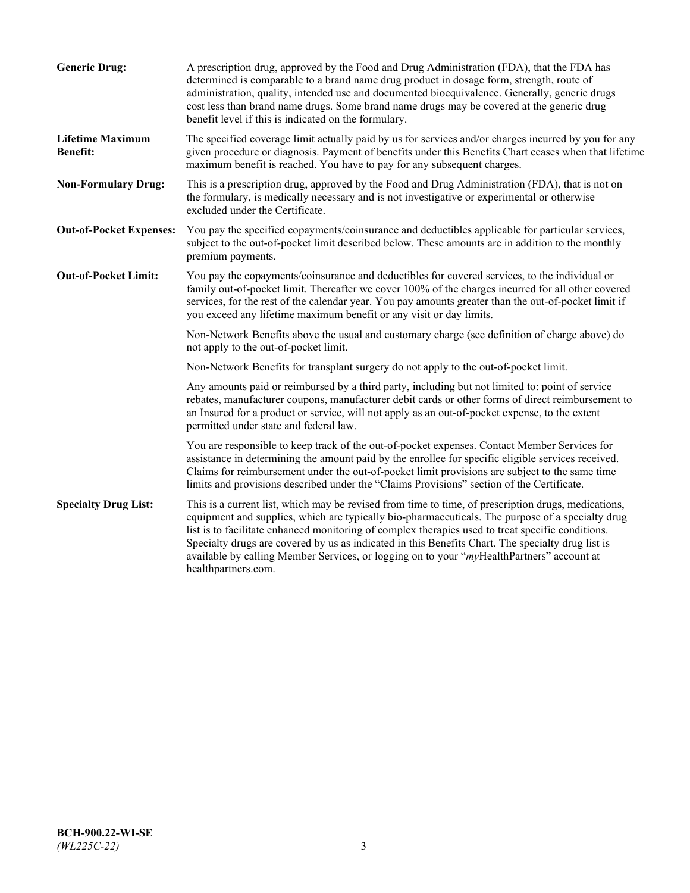**Generic Drug:** A prescription drug, approved by the Food and Drug Administration (FDA), that the FDA has determined is comparable to a brand name drug product in dosage form, strength, route of administration, quality, intended use and documented bioequivalence. Generally, generic drugs cost less than brand name drugs. Some brand name drugs may be covered at the generic drug benefit level if this is indicated on the formulary.

**Lifetime Maximum Benefit:** The specified coverage limit actually paid by us for services and/or charges incurred by you for any given procedure or diagnosis. Payment of benefits under this Benefits Chart ceases when that lifetime maximum benefit is reached. You have to pay for any subsequent charges.

**Non-Formulary Drug:** This is a prescription drug, approved by the Food and Drug Administration (FDA), that is not on the formulary, is medically necessary and is not investigative or experimental or otherwise excluded under the Certificate.

**Out-of-Pocket Expenses:** You pay the specified copayments/coinsurance and deductibles applicable for particular services, subject to the out-of-pocket limit described below. These amounts are in addition to the monthly premium payments.

**Out-of-Pocket Limit:** You pay the copayments/coinsurance and deductibles for covered services, to the individual or family out-of-pocket limit. Thereafter we cover 100% of the charges incurred for all other covered services, for the rest of the calendar year. You pay amounts greater than the out-of-pocket limit if you exceed any lifetime maximum benefit or any visit or day limits.

Non-Network Benefits above the usual and customary charge (see definition of charge above) do not apply to the out-of-pocket limit.

Non-Network Benefits for transplant surgery do not apply to the out-of-pocket limit.

Any amounts paid or reimbursed by a third party, including but not limited to: point of service rebates, manufacturer coupons, manufacturer debit cards or other forms of direct reimbursement to an Insured for a product or service, will not apply as an out-of-pocket expense, to the extent permitted under state and federal law.

You are responsible to keep track of the out-of-pocket expenses. Contact Member Services for assistance in determining the amount paid by the enrollee for specific eligible services received. Claims for reimbursement under the out-of-pocket limit provisions are subject to the same time limits and provisions described under the "Claims Provisions" section of the Certificate.

**Specialty Drug List:** This is a current list, which may be revised from time to time, of prescription drugs, medications, equipment and supplies, which are typically bio-pharmaceuticals. The purpose of a specialty drug list is to facilitate enhanced monitoring of complex therapies used to treat specific conditions. Specialty drugs are covered by us as indicated in this Benefits Chart. The specialty drug list is available by calling Member Services, or logging on to your "*my*HealthPartners" account at healthpartners.com.

**BCH-900.22-WI-SE**
*(WL225C-22)*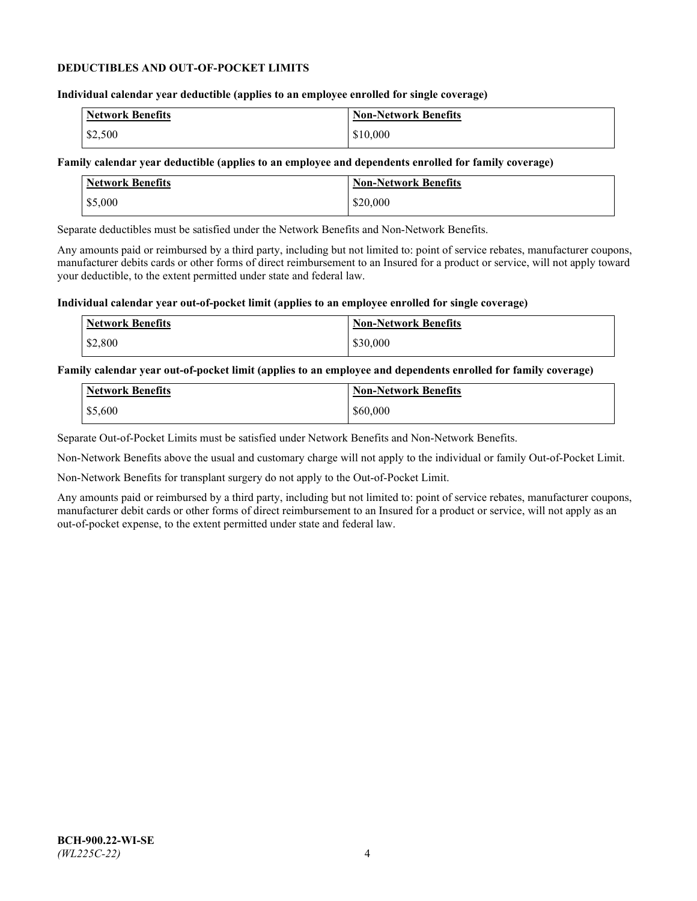### DEDUCTIBLES AND OUT-OF-POCKET LIMITS

**Individual calendar year deductible (applies to an employee enrolled for single coverage)**

| Network Benefits | Non-Network Benefits |
|---|---|
| $2,500 | $10,000 |

**Family calendar year deductible (applies to an employee and dependents enrolled for family coverage)**

| Network Benefits | Non-Network Benefits |
|---|---|
| $5,000 | $20,000 |

Separate deductibles must be satisfied under the Network Benefits and Non-Network Benefits.

Any amounts paid or reimbursed by a third party, including but not limited to: point of service rebates, manufacturer coupons, manufacturer debits cards or other forms of direct reimbursement to an Insured for a product or service, will not apply toward your deductible, to the extent permitted under state and federal law.

**Individual calendar year out-of-pocket limit (applies to an employee enrolled for single coverage)**

| Network Benefits | Non-Network Benefits |
|---|---|
| $2,800 | $30,000 |

**Family calendar year out-of-pocket limit (applies to an employee and dependents enrolled for family coverage)**

| Network Benefits | Non-Network Benefits |
|---|---|
| $5,600 | $60,000 |

Separate Out-of-Pocket Limits must be satisfied under Network Benefits and Non-Network Benefits.

Non-Network Benefits above the usual and customary charge will not apply to the individual or family Out-of-Pocket Limit.

Non-Network Benefits for transplant surgery do not apply to the Out-of-Pocket Limit.

Any amounts paid or reimbursed by a third party, including but not limited to: point of service rebates, manufacturer coupons, manufacturer debit cards or other forms of direct reimbursement to an Insured for a product or service, will not apply as an out-of-pocket expense, to the extent permitted under state and federal law.

**BCH-900.22-WI-SE**
*(WL225C-22)*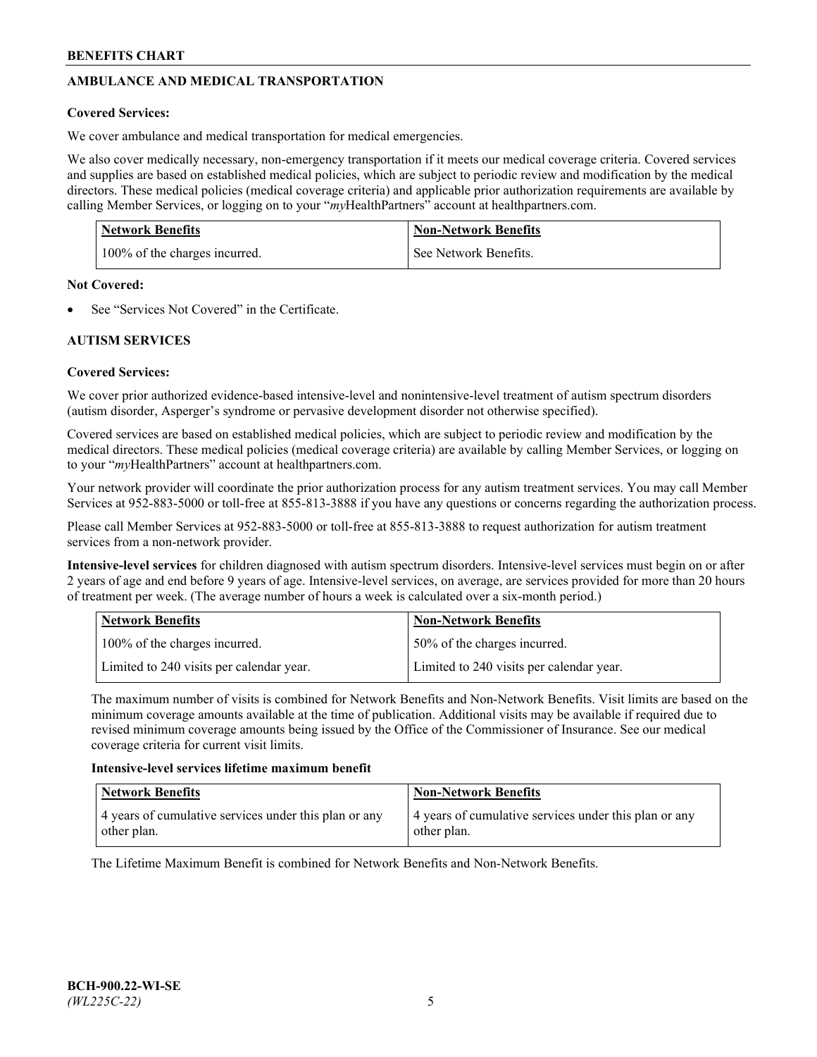## AMBULANCE AND MEDICAL TRANSPORTATION

**Covered Services:**

We cover ambulance and medical transportation for medical emergencies.

We also cover medically necessary, non-emergency transportation if it meets our medical coverage criteria. Covered services and supplies are based on established medical policies, which are subject to periodic review and modification by the medical directors. These medical policies (medical coverage criteria) and applicable prior authorization requirements are available by calling Member Services, or logging on to your "*my*HealthPartners" account at healthpartners.com.

| Network Benefits | Non-Network Benefits |
|---|---|
| 100% of the charges incurred. | See Network Benefits. |

**Not Covered:**

- See "Services Not Covered" in the Certificate.

## AUTISM SERVICES

**Covered Services:**

We cover prior authorized evidence-based intensive-level and nonintensive-level treatment of autism spectrum disorders (autism disorder, Asperger's syndrome or pervasive development disorder not otherwise specified).

Covered services are based on established medical policies, which are subject to periodic review and modification by the medical directors. These medical policies (medical coverage criteria) are available by calling Member Services, or logging on to your "*my*HealthPartners" account at healthpartners.com.

Your network provider will coordinate the prior authorization process for any autism treatment services. You may call Member Services at 952-883-5000 or toll-free at 855-813-3888 if you have any questions or concerns regarding the authorization process.

Please call Member Services at 952-883-5000 or toll-free at 855-813-3888 to request authorization for autism treatment services from a non-network provider.

**Intensive-level services** for children diagnosed with autism spectrum disorders. Intensive-level services must begin on or after 2 years of age and end before 9 years of age. Intensive-level services, on average, are services provided for more than 20 hours of treatment per week. (The average number of hours a week is calculated over a six-month period.)

| Network Benefits | Non-Network Benefits |
|---|---|
| 100% of the charges incurred. | 50% of the charges incurred. |
| Limited to 240 visits per calendar year. | Limited to 240 visits per calendar year. |

The maximum number of visits is combined for Network Benefits and Non-Network Benefits. Visit limits are based on the minimum coverage amounts available at the time of publication. Additional visits may be available if required due to revised minimum coverage amounts being issued by the Office of the Commissioner of Insurance. See our medical coverage criteria for current visit limits.

**Intensive-level services lifetime maximum benefit**

| Network Benefits | Non-Network Benefits |
|---|---|
| 4 years of cumulative services under this plan or any other plan. | 4 years of cumulative services under this plan or any other plan. |

The Lifetime Maximum Benefit is combined for Network Benefits and Non-Network Benefits.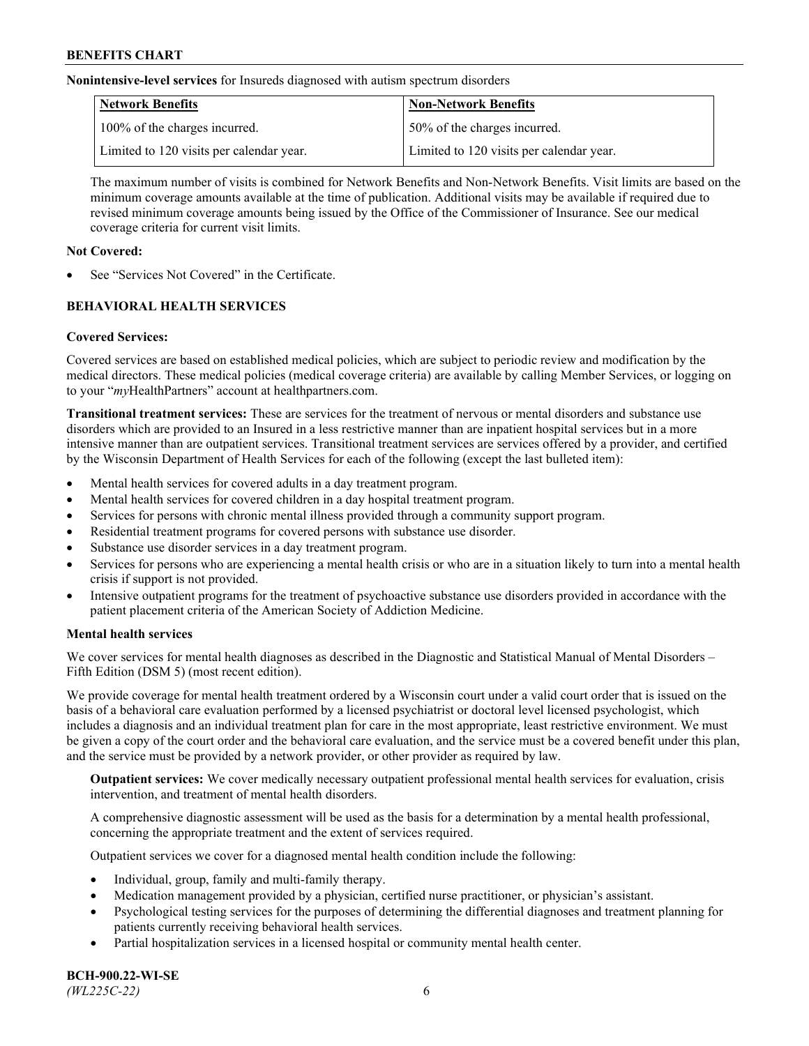**Nonintensive-level services** for Insureds diagnosed with autism spectrum disorders

| Network Benefits | Non-Network Benefits |
| --- | --- |
| 100% of the charges incurred. | 50% of the charges incurred. |
| Limited to 120 visits per calendar year. | Limited to 120 visits per calendar year. |

The maximum number of visits is combined for Network Benefits and Non-Network Benefits. Visit limits are based on the minimum coverage amounts available at the time of publication. Additional visits may be available if required due to revised minimum coverage amounts being issued by the Office of the Commissioner of Insurance. See our medical coverage criteria for current visit limits.

**Not Covered:**

- See "Services Not Covered" in the Certificate.

## BEHAVIORAL HEALTH SERVICES

**Covered Services:**

Covered services are based on established medical policies, which are subject to periodic review and modification by the medical directors. These medical policies (medical coverage criteria) are available by calling Member Services, or logging on to your "*my*HealthPartners" account at healthpartners.com.

**Transitional treatment services:** These are services for the treatment of nervous or mental disorders and substance use disorders which are provided to an Insured in a less restrictive manner than are inpatient hospital services but in a more intensive manner than are outpatient services. Transitional treatment services are services offered by a provider, and certified by the Wisconsin Department of Health Services for each of the following (except the last bulleted item):

- Mental health services for covered adults in a day treatment program.
- Mental health services for covered children in a day hospital treatment program.
- Services for persons with chronic mental illness provided through a community support program.
- Residential treatment programs for covered persons with substance use disorder.
- Substance use disorder services in a day treatment program.
- Services for persons who are experiencing a mental health crisis or who are in a situation likely to turn into a mental health crisis if support is not provided.
- Intensive outpatient programs for the treatment of psychoactive substance use disorders provided in accordance with the patient placement criteria of the American Society of Addiction Medicine.

**Mental health services**

We cover services for mental health diagnoses as described in the Diagnostic and Statistical Manual of Mental Disorders – Fifth Edition (DSM 5) (most recent edition).

We provide coverage for mental health treatment ordered by a Wisconsin court under a valid court order that is issued on the basis of a behavioral care evaluation performed by a licensed psychiatrist or doctoral level licensed psychologist, which includes a diagnosis and an individual treatment plan for care in the most appropriate, least restrictive environment. We must be given a copy of the court order and the behavioral care evaluation, and the service must be a covered benefit under this plan, and the service must be provided by a network provider, or other provider as required by law.

**Outpatient services:** We cover medically necessary outpatient professional mental health services for evaluation, crisis intervention, and treatment of mental health disorders.

A comprehensive diagnostic assessment will be used as the basis for a determination by a mental health professional, concerning the appropriate treatment and the extent of services required.

Outpatient services we cover for a diagnosed mental health condition include the following:

- Individual, group, family and multi-family therapy.
- Medication management provided by a physician, certified nurse practitioner, or physician's assistant.
- Psychological testing services for the purposes of determining the differential diagnoses and treatment planning for patients currently receiving behavioral health services.
- Partial hospitalization services in a licensed hospital or community mental health center.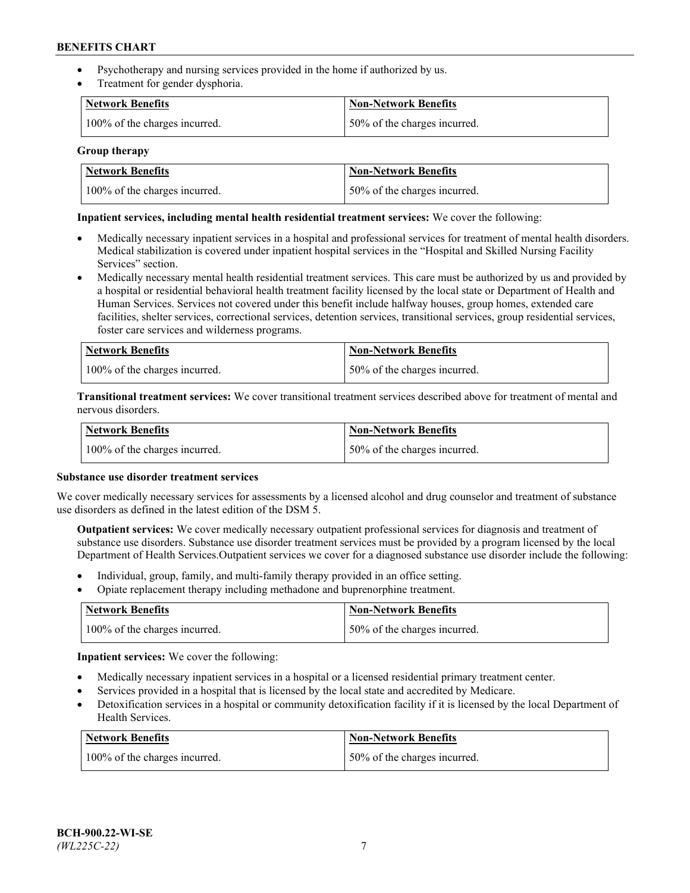- Psychotherapy and nursing services provided in the home if authorized by us.
- Treatment for gender dysphoria.

| Network Benefits | Non-Network Benefits |
| --- | --- |
| 100% of the charges incurred. | 50% of the charges incurred. |

**Group therapy**

| Network Benefits | Non-Network Benefits |
| --- | --- |
| 100% of the charges incurred. | 50% of the charges incurred. |

**Inpatient services, including mental health residential treatment services:** We cover the following:

- Medically necessary inpatient services in a hospital and professional services for treatment of mental health disorders. Medical stabilization is covered under inpatient hospital services in the "Hospital and Skilled Nursing Facility Services" section.
- Medically necessary mental health residential treatment services. This care must be authorized by us and provided by a hospital or residential behavioral health treatment facility licensed by the local state or Department of Health and Human Services. Services not covered under this benefit include halfway houses, group homes, extended care facilities, shelter services, correctional services, detention services, transitional services, group residential services, foster care services and wilderness programs.

| Network Benefits | Non-Network Benefits |
| --- | --- |
| 100% of the charges incurred. | 50% of the charges incurred. |

**Transitional treatment services:** We cover transitional treatment services described above for treatment of mental and nervous disorders.

| Network Benefits | Non-Network Benefits |
| --- | --- |
| 100% of the charges incurred. | 50% of the charges incurred. |

**Substance use disorder treatment services**

We cover medically necessary services for assessments by a licensed alcohol and drug counselor and treatment of substance use disorders as defined in the latest edition of the DSM 5.

**Outpatient services:** We cover medically necessary outpatient professional services for diagnosis and treatment of substance use disorders. Substance use disorder treatment services must be provided by a program licensed by the local Department of Health Services.Outpatient services we cover for a diagnosed substance use disorder include the following:

- Individual, group, family, and multi-family therapy provided in an office setting.
- Opiate replacement therapy including methadone and buprenorphine treatment.

| Network Benefits | Non-Network Benefits |
| --- | --- |
| 100% of the charges incurred. | 50% of the charges incurred. |

**Inpatient services:** We cover the following:

- Medically necessary inpatient services in a hospital or a licensed residential primary treatment center.
- Services provided in a hospital that is licensed by the local state and accredited by Medicare.
- Detoxification services in a hospital or community detoxification facility if it is licensed by the local Department of Health Services.

| Network Benefits | Non-Network Benefits |
| --- | --- |
| 100% of the charges incurred. | 50% of the charges incurred. |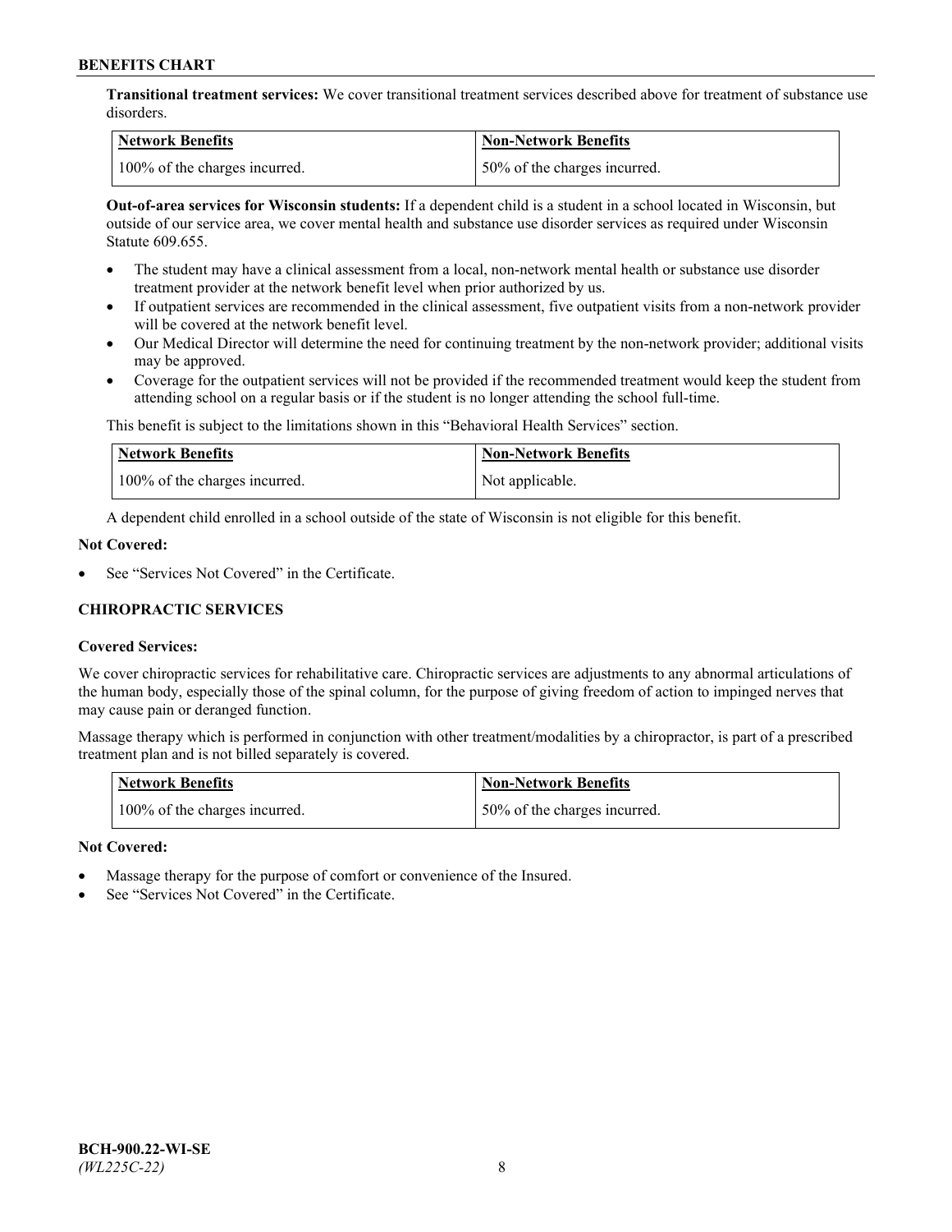**Transitional treatment services:** We cover transitional treatment services described above for treatment of substance use disorders.

| Network Benefits | Non-Network Benefits |
|---|---|
| 100% of the charges incurred. | 50% of the charges incurred. |

**Out-of-area services for Wisconsin students:** If a dependent child is a student in a school located in Wisconsin, but outside of our service area, we cover mental health and substance use disorder services as required under Wisconsin Statute 609.655.

- The student may have a clinical assessment from a local, non-network mental health or substance use disorder treatment provider at the network benefit level when prior authorized by us.
- If outpatient services are recommended in the clinical assessment, five outpatient visits from a non-network provider will be covered at the network benefit level.
- Our Medical Director will determine the need for continuing treatment by the non-network provider; additional visits may be approved.
- Coverage for the outpatient services will not be provided if the recommended treatment would keep the student from attending school on a regular basis or if the student is no longer attending the school full-time.

This benefit is subject to the limitations shown in this "Behavioral Health Services" section.

| Network Benefits | Non-Network Benefits |
|---|---|
| 100% of the charges incurred. | Not applicable. |

A dependent child enrolled in a school outside of the state of Wisconsin is not eligible for this benefit.

**Not Covered:**

- See "Services Not Covered" in the Certificate.

### CHIROPRACTIC SERVICES

**Covered Services:**

We cover chiropractic services for rehabilitative care. Chiropractic services are adjustments to any abnormal articulations of the human body, especially those of the spinal column, for the purpose of giving freedom of action to impinged nerves that may cause pain or deranged function.

Massage therapy which is performed in conjunction with other treatment/modalities by a chiropractor, is part of a prescribed treatment plan and is not billed separately is covered.

| Network Benefits | Non-Network Benefits |
|---|---|
| 100% of the charges incurred. | 50% of the charges incurred. |

**Not Covered:**

- Massage therapy for the purpose of comfort or convenience of the Insured.
- See "Services Not Covered" in the Certificate.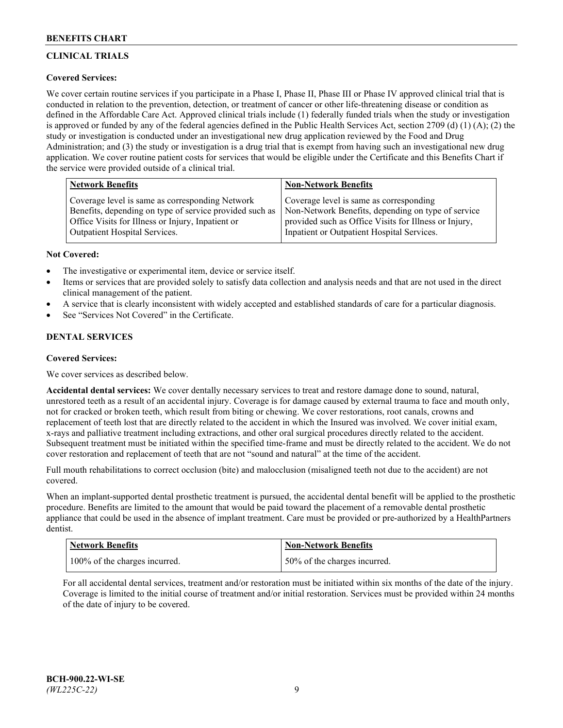## CLINICAL TRIALS

### Covered Services:

We cover certain routine services if you participate in a Phase I, Phase II, Phase III or Phase IV approved clinical trial that is conducted in relation to the prevention, detection, or treatment of cancer or other life-threatening disease or condition as defined in the Affordable Care Act. Approved clinical trials include (1) federally funded trials when the study or investigation is approved or funded by any of the federal agencies defined in the Public Health Services Act, section 2709 (d) (1) (A); (2) the study or investigation is conducted under an investigational new drug application reviewed by the Food and Drug Administration; and (3) the study or investigation is a drug trial that is exempt from having such an investigational new drug application. We cover routine patient costs for services that would be eligible under the Certificate and this Benefits Chart if the service were provided outside of a clinical trial.

| Network Benefits | Non-Network Benefits |
|---|---|
| Coverage level is same as corresponding Network Benefits, depending on type of service provided such as Office Visits for Illness or Injury, Inpatient or Outpatient Hospital Services. | Coverage level is same as corresponding Non-Network Benefits, depending on type of service provided such as Office Visits for Illness or Injury, Inpatient or Outpatient Hospital Services. |

### Not Covered:

- The investigative or experimental item, device or service itself.
- Items or services that are provided solely to satisfy data collection and analysis needs and that are not used in the direct clinical management of the patient.
- A service that is clearly inconsistent with widely accepted and established standards of care for a particular diagnosis.
- See "Services Not Covered" in the Certificate.

## DENTAL SERVICES

### Covered Services:

We cover services as described below.

**Accidental dental services:** We cover dentally necessary services to treat and restore damage done to sound, natural, unrestored teeth as a result of an accidental injury. Coverage is for damage caused by external trauma to face and mouth only, not for cracked or broken teeth, which result from biting or chewing. We cover restorations, root canals, crowns and replacement of teeth lost that are directly related to the accident in which the Insured was involved. We cover initial exam, x-rays and palliative treatment including extractions, and other oral surgical procedures directly related to the accident. Subsequent treatment must be initiated within the specified time-frame and must be directly related to the accident. We do not cover restoration and replacement of teeth that are not "sound and natural" at the time of the accident.

Full mouth rehabilitations to correct occlusion (bite) and malocclusion (misaligned teeth not due to the accident) are not covered.

When an implant-supported dental prosthetic treatment is pursued, the accidental dental benefit will be applied to the prosthetic procedure. Benefits are limited to the amount that would be paid toward the placement of a removable dental prosthetic appliance that could be used in the absence of implant treatment. Care must be provided or pre-authorized by a HealthPartners dentist.

| Network Benefits | Non-Network Benefits |
|---|---|
| 100% of the charges incurred. | 50% of the charges incurred. |

For all accidental dental services, treatment and/or restoration must be initiated within six months of the date of the injury. Coverage is limited to the initial course of treatment and/or initial restoration. Services must be provided within 24 months of the date of injury to be covered.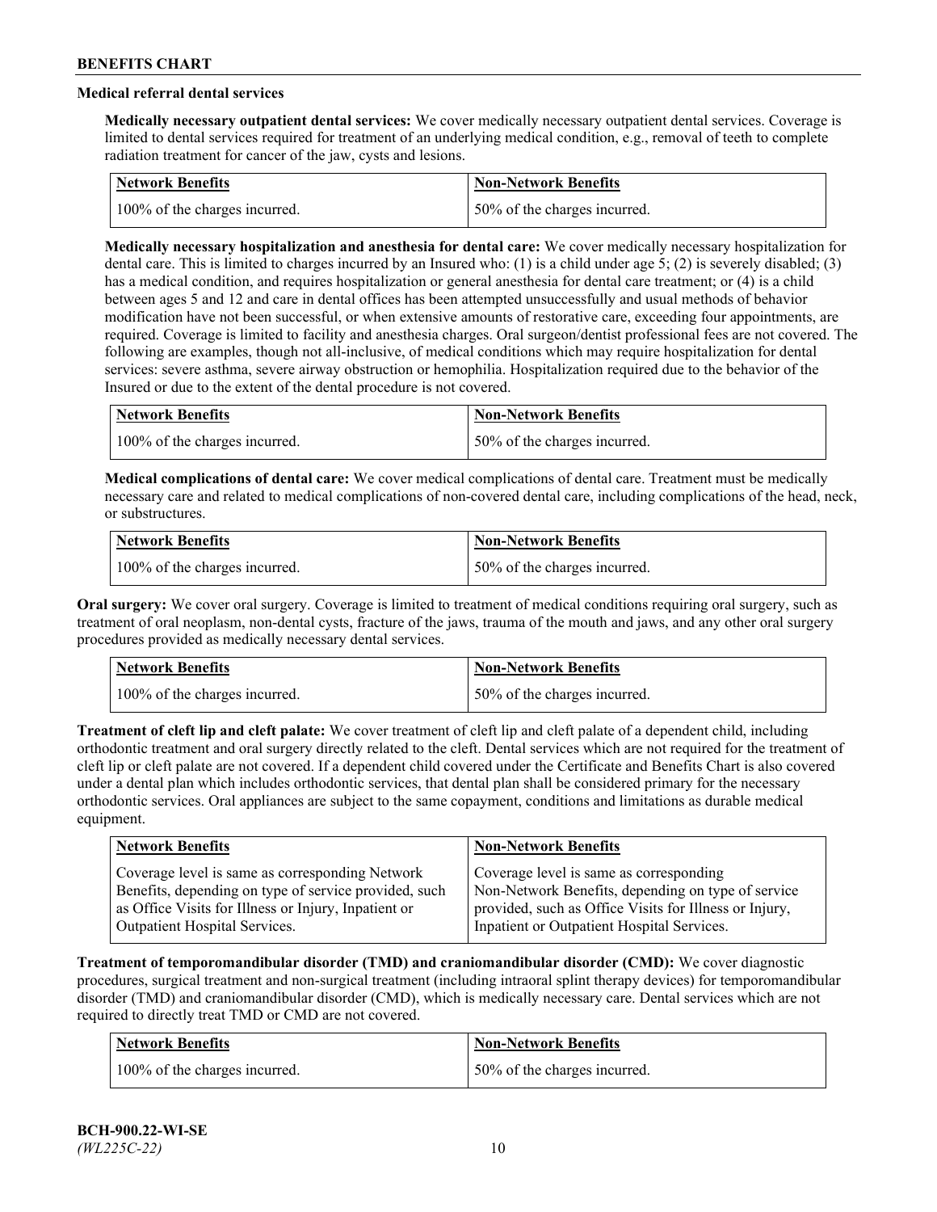### Medical referral dental services

**Medically necessary outpatient dental services:** We cover medically necessary outpatient dental services. Coverage is limited to dental services required for treatment of an underlying medical condition, e.g., removal of teeth to complete radiation treatment for cancer of the jaw, cysts and lesions.

| Network Benefits | Non-Network Benefits |
| --- | --- |
| 100% of the charges incurred. | 50% of the charges incurred. |

**Medically necessary hospitalization and anesthesia for dental care:** We cover medically necessary hospitalization for dental care. This is limited to charges incurred by an Insured who: (1) is a child under age 5; (2) is severely disabled; (3) has a medical condition, and requires hospitalization or general anesthesia for dental care treatment; or (4) is a child between ages 5 and 12 and care in dental offices has been attempted unsuccessfully and usual methods of behavior modification have not been successful, or when extensive amounts of restorative care, exceeding four appointments, are required. Coverage is limited to facility and anesthesia charges. Oral surgeon/dentist professional fees are not covered. The following are examples, though not all-inclusive, of medical conditions which may require hospitalization for dental services: severe asthma, severe airway obstruction or hemophilia. Hospitalization required due to the behavior of the Insured or due to the extent of the dental procedure is not covered.

| Network Benefits | Non-Network Benefits |
| --- | --- |
| 100% of the charges incurred. | 50% of the charges incurred. |

**Medical complications of dental care:** We cover medical complications of dental care. Treatment must be medically necessary care and related to medical complications of non-covered dental care, including complications of the head, neck, or substructures.

| Network Benefits | Non-Network Benefits |
| --- | --- |
| 100% of the charges incurred. | 50% of the charges incurred. |

**Oral surgery:** We cover oral surgery. Coverage is limited to treatment of medical conditions requiring oral surgery, such as treatment of oral neoplasm, non-dental cysts, fracture of the jaws, trauma of the mouth and jaws, and any other oral surgery procedures provided as medically necessary dental services.

| Network Benefits | Non-Network Benefits |
| --- | --- |
| 100% of the charges incurred. | 50% of the charges incurred. |

**Treatment of cleft lip and cleft palate:** We cover treatment of cleft lip and cleft palate of a dependent child, including orthodontic treatment and oral surgery directly related to the cleft. Dental services which are not required for the treatment of cleft lip or cleft palate are not covered. If a dependent child covered under the Certificate and Benefits Chart is also covered under a dental plan which includes orthodontic services, that dental plan shall be considered primary for the necessary orthodontic services. Oral appliances are subject to the same copayment, conditions and limitations as durable medical equipment.

| Network Benefits | Non-Network Benefits |
| --- | --- |
| Coverage level is same as corresponding Network Benefits, depending on type of service provided, such as Office Visits for Illness or Injury, Inpatient or Outpatient Hospital Services. | Coverage level is same as corresponding Non-Network Benefits, depending on type of service provided, such as Office Visits for Illness or Injury, Inpatient or Outpatient Hospital Services. |

**Treatment of temporomandibular disorder (TMD) and craniomandibular disorder (CMD):** We cover diagnostic procedures, surgical treatment and non-surgical treatment (including intraoral splint therapy devices) for temporomandibular disorder (TMD) and craniomandibular disorder (CMD), which is medically necessary care. Dental services which are not required to directly treat TMD or CMD are not covered.

| Network Benefits | Non-Network Benefits |
| --- | --- |
| 100% of the charges incurred. | 50% of the charges incurred. |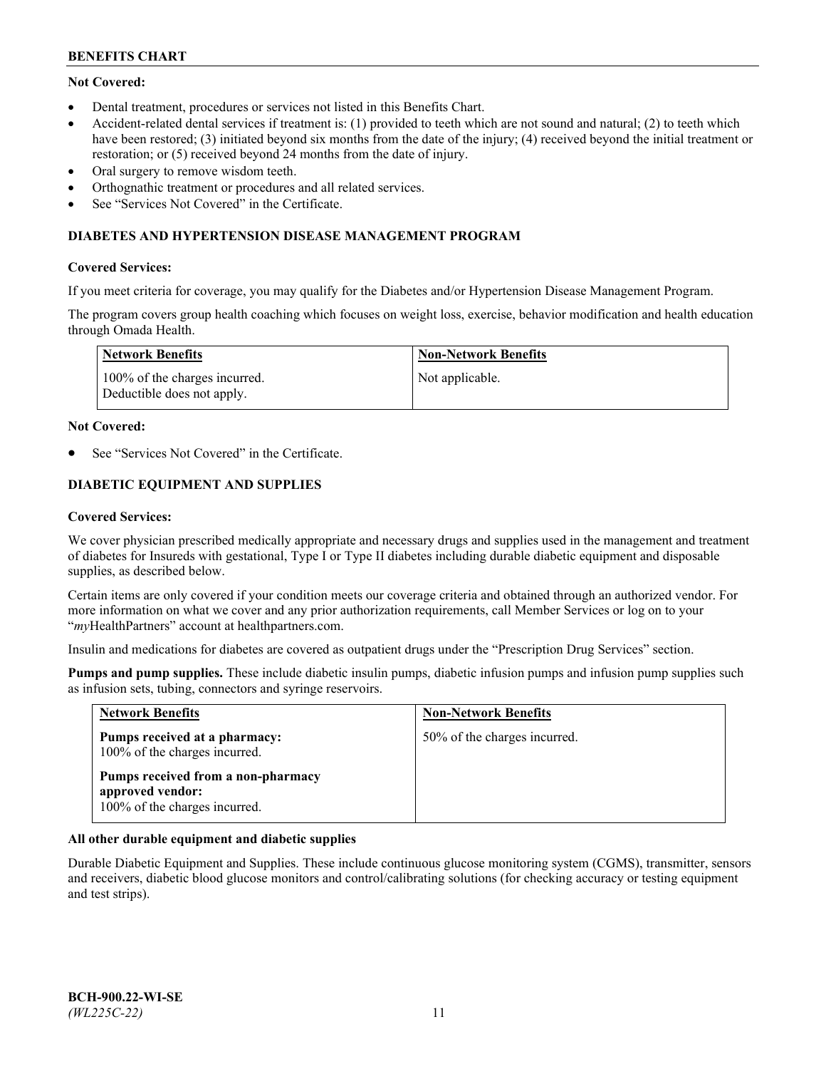**Not Covered:**

- Dental treatment, procedures or services not listed in this Benefits Chart.
- Accident-related dental services if treatment is: (1) provided to teeth which are not sound and natural; (2) to teeth which have been restored; (3) initiated beyond six months from the date of the injury; (4) received beyond the initial treatment or restoration; or (5) received beyond 24 months from the date of injury.
- Oral surgery to remove wisdom teeth.
- Orthognathic treatment or procedures and all related services.
- See "Services Not Covered" in the Certificate.

### DIABETES AND HYPERTENSION DISEASE MANAGEMENT PROGRAM

**Covered Services:**

If you meet criteria for coverage, you may qualify for the Diabetes and/or Hypertension Disease Management Program.

The program covers group health coaching which focuses on weight loss, exercise, behavior modification and health education through Omada Health.

| Network Benefits | Non-Network Benefits |
|---|---|
| 100% of the charges incurred. Deductible does not apply. | Not applicable. |

**Not Covered:**

- See "Services Not Covered" in the Certificate.

### DIABETIC EQUIPMENT AND SUPPLIES

**Covered Services:**

We cover physician prescribed medically appropriate and necessary drugs and supplies used in the management and treatment of diabetes for Insureds with gestational, Type I or Type II diabetes including durable diabetic equipment and disposable supplies, as described below.

Certain items are only covered if your condition meets our coverage criteria and obtained through an authorized vendor. For more information on what we cover and any prior authorization requirements, call Member Services or log on to your "*my*HealthPartners" account at healthpartners.com.

Insulin and medications for diabetes are covered as outpatient drugs under the "Prescription Drug Services" section.

**Pumps and pump supplies.** These include diabetic insulin pumps, diabetic infusion pumps and infusion pump supplies such as infusion sets, tubing, connectors and syringe reservoirs.

| Network Benefits | Non-Network Benefits |
|---|---|
| **Pumps received at a pharmacy:** 100% of the charges incurred.<br>**Pumps received from a non-pharmacy approved vendor:** 100% of the charges incurred. | 50% of the charges incurred. |

**All other durable equipment and diabetic supplies**

Durable Diabetic Equipment and Supplies. These include continuous glucose monitoring system (CGMS), transmitter, sensors and receivers, diabetic blood glucose monitors and control/calibrating solutions (for checking accuracy or testing equipment and test strips).

BCH-900.22-WI-SE
*(WL225C-22)*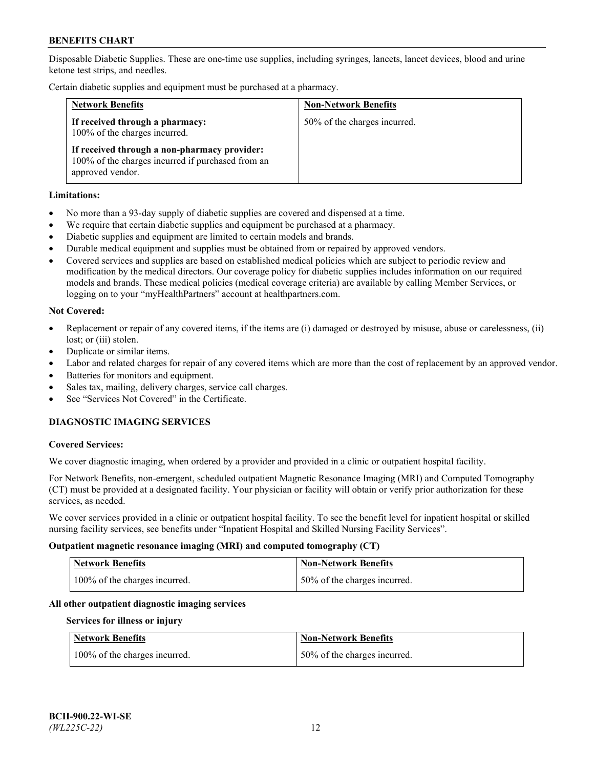Disposable Diabetic Supplies. These are one-time use supplies, including syringes, lancets, lancet devices, blood and urine ketone test strips, and needles.

Certain diabetic supplies and equipment must be purchased at a pharmacy.

| Network Benefits | Non-Network Benefits |
| --- | --- |
| **If received through a pharmacy:** 100% of the charges incurred. **If received through a non-pharmacy provider:** 100% of the charges incurred if purchased from an approved vendor. | 50% of the charges incurred. |

**Limitations:**

- No more than a 93-day supply of diabetic supplies are covered and dispensed at a time.
- We require that certain diabetic supplies and equipment be purchased at a pharmacy.
- Diabetic supplies and equipment are limited to certain models and brands.
- Durable medical equipment and supplies must be obtained from or repaired by approved vendors.
- Covered services and supplies are based on established medical policies which are subject to periodic review and modification by the medical directors. Our coverage policy for diabetic supplies includes information on our required models and brands. These medical policies (medical coverage criteria) are available by calling Member Services, or logging on to your "myHealthPartners" account at healthpartners.com.

**Not Covered:**

- Replacement or repair of any covered items, if the items are (i) damaged or destroyed by misuse, abuse or carelessness, (ii) lost; or (iii) stolen.
- Duplicate or similar items.
- Labor and related charges for repair of any covered items which are more than the cost of replacement by an approved vendor.
- Batteries for monitors and equipment.
- Sales tax, mailing, delivery charges, service call charges.
- See "Services Not Covered" in the Certificate.

## DIAGNOSTIC IMAGING SERVICES

**Covered Services:**

We cover diagnostic imaging, when ordered by a provider and provided in a clinic or outpatient hospital facility.

For Network Benefits, non-emergent, scheduled outpatient Magnetic Resonance Imaging (MRI) and Computed Tomography (CT) must be provided at a designated facility. Your physician or facility will obtain or verify prior authorization for these services, as needed.

We cover services provided in a clinic or outpatient hospital facility. To see the benefit level for inpatient hospital or skilled nursing facility services, see benefits under "Inpatient Hospital and Skilled Nursing Facility Services".

**Outpatient magnetic resonance imaging (MRI) and computed tomography (CT)**

| Network Benefits | Non-Network Benefits |
| --- | --- |
| 100% of the charges incurred. | 50% of the charges incurred. |

**All other outpatient diagnostic imaging services**

**Services for illness or injury**

| Network Benefits | Non-Network Benefits |
| --- | --- |
| 100% of the charges incurred. | 50% of the charges incurred. |

BCH-900.22-WI-SE
*(WL225C-22)*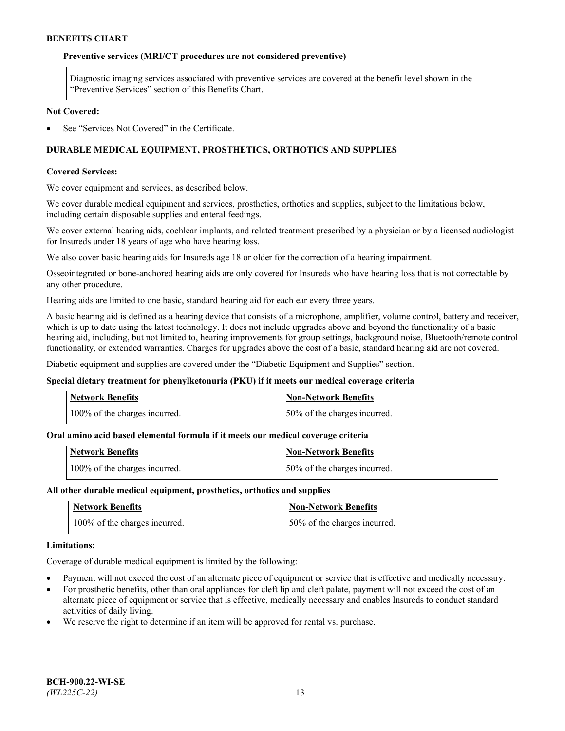**Preventive services (MRI/CT procedures are not considered preventive)**

Diagnostic imaging services associated with preventive services are covered at the benefit level shown in the "Preventive Services" section of this Benefits Chart.

**Not Covered:**

- See "Services Not Covered" in the Certificate.

## DURABLE MEDICAL EQUIPMENT, PROSTHETICS, ORTHOTICS AND SUPPLIES

**Covered Services:**

We cover equipment and services, as described below.

We cover durable medical equipment and services, prosthetics, orthotics and supplies, subject to the limitations below, including certain disposable supplies and enteral feedings.

We cover external hearing aids, cochlear implants, and related treatment prescribed by a physician or by a licensed audiologist for Insureds under 18 years of age who have hearing loss.

We also cover basic hearing aids for Insureds age 18 or older for the correction of a hearing impairment.

Osseointegrated or bone-anchored hearing aids are only covered for Insureds who have hearing loss that is not correctable by any other procedure.

Hearing aids are limited to one basic, standard hearing aid for each ear every three years.

A basic hearing aid is defined as a hearing device that consists of a microphone, amplifier, volume control, battery and receiver, which is up to date using the latest technology. It does not include upgrades above and beyond the functionality of a basic hearing aid, including, but not limited to, hearing improvements for group settings, background noise, Bluetooth/remote control functionality, or extended warranties. Charges for upgrades above the cost of a basic, standard hearing aid are not covered.

Diabetic equipment and supplies are covered under the "Diabetic Equipment and Supplies" section.

**Special dietary treatment for phenylketonuria (PKU) if it meets our medical coverage criteria**

| Network Benefits | Non-Network Benefits |
|---|---|
| 100% of the charges incurred. | 50% of the charges incurred. |

**Oral amino acid based elemental formula if it meets our medical coverage criteria**

| Network Benefits | Non-Network Benefits |
|---|---|
| 100% of the charges incurred. | 50% of the charges incurred. |

**All other durable medical equipment, prosthetics, orthotics and supplies**

| Network Benefits | Non-Network Benefits |
|---|---|
| 100% of the charges incurred. | 50% of the charges incurred. |

**Limitations:**

Coverage of durable medical equipment is limited by the following:

- Payment will not exceed the cost of an alternate piece of equipment or service that is effective and medically necessary.
- For prosthetic benefits, other than oral appliances for cleft lip and cleft palate, payment will not exceed the cost of an alternate piece of equipment or service that is effective, medically necessary and enables Insureds to conduct standard activities of daily living.
- We reserve the right to determine if an item will be approved for rental vs. purchase.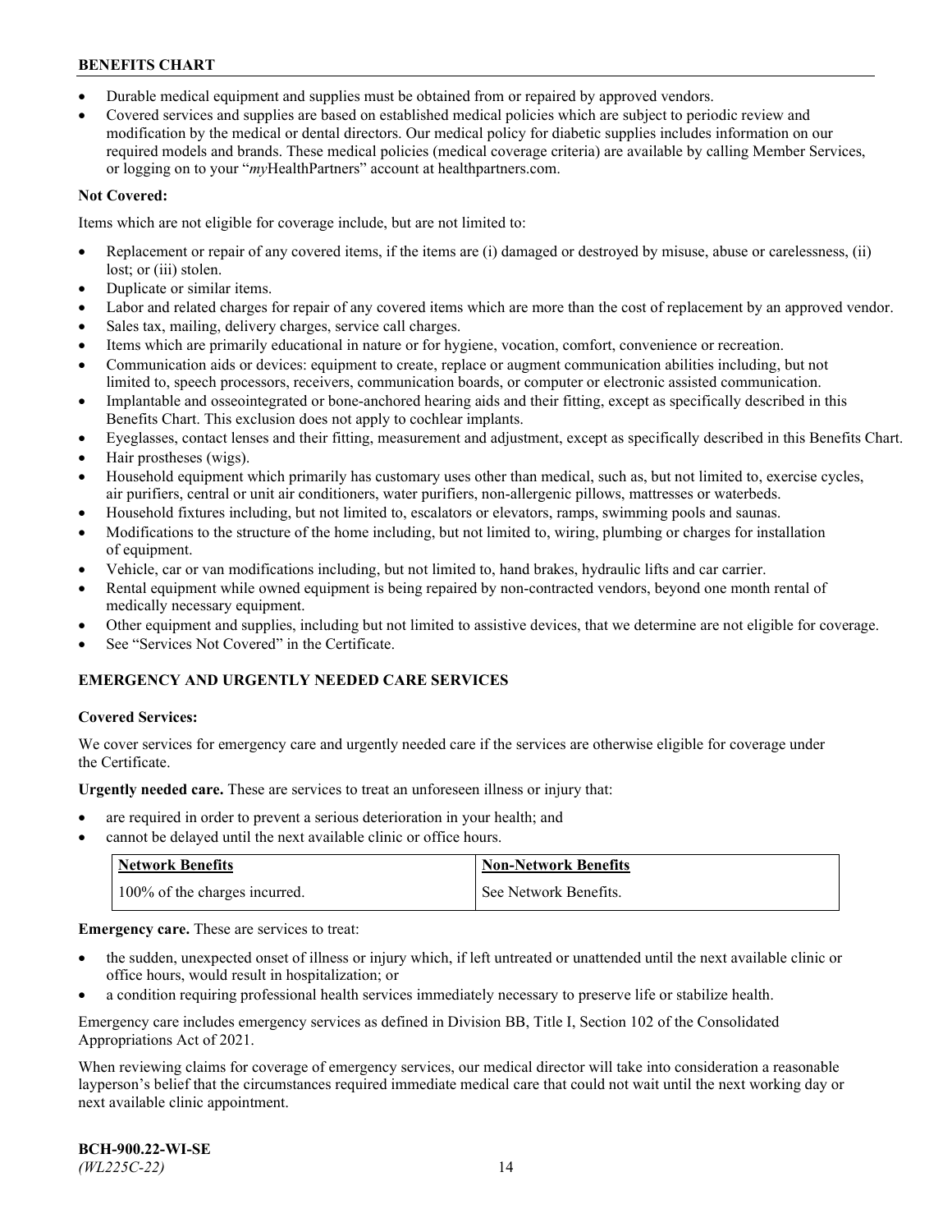- Durable medical equipment and supplies must be obtained from or repaired by approved vendors.
- Covered services and supplies are based on established medical policies which are subject to periodic review and modification by the medical or dental directors. Our medical policy for diabetic supplies includes information on our required models and brands. These medical policies (medical coverage criteria) are available by calling Member Services, or logging on to your "*my*HealthPartners" account at healthpartners.com.

**Not Covered:**

Items which are not eligible for coverage include, but are not limited to:

- Replacement or repair of any covered items, if the items are (i) damaged or destroyed by misuse, abuse or carelessness, (ii) lost; or (iii) stolen.
- Duplicate or similar items.
- Labor and related charges for repair of any covered items which are more than the cost of replacement by an approved vendor.
- Sales tax, mailing, delivery charges, service call charges.
- Items which are primarily educational in nature or for hygiene, vocation, comfort, convenience or recreation.
- Communication aids or devices: equipment to create, replace or augment communication abilities including, but not limited to, speech processors, receivers, communication boards, or computer or electronic assisted communication.
- Implantable and osseointegrated or bone-anchored hearing aids and their fitting, except as specifically described in this Benefits Chart. This exclusion does not apply to cochlear implants.
- Eyeglasses, contact lenses and their fitting, measurement and adjustment, except as specifically described in this Benefits Chart.
- Hair prostheses (wigs).
- Household equipment which primarily has customary uses other than medical, such as, but not limited to, exercise cycles, air purifiers, central or unit air conditioners, water purifiers, non-allergenic pillows, mattresses or waterbeds.
- Household fixtures including, but not limited to, escalators or elevators, ramps, swimming pools and saunas.
- Modifications to the structure of the home including, but not limited to, wiring, plumbing or charges for installation of equipment.
- Vehicle, car or van modifications including, but not limited to, hand brakes, hydraulic lifts and car carrier.
- Rental equipment while owned equipment is being repaired by non-contracted vendors, beyond one month rental of medically necessary equipment.
- Other equipment and supplies, including but not limited to assistive devices, that we determine are not eligible for coverage.
- See "Services Not Covered" in the Certificate.

**EMERGENCY AND URGENTLY NEEDED CARE SERVICES**

**Covered Services:**

We cover services for emergency care and urgently needed care if the services are otherwise eligible for coverage under the Certificate.

**Urgently needed care.** These are services to treat an unforeseen illness or injury that:

- are required in order to prevent a serious deterioration in your health; and
- cannot be delayed until the next available clinic or office hours.

| Network Benefits | Non-Network Benefits |
|---|---|
| 100% of the charges incurred. | See Network Benefits. |

**Emergency care.** These are services to treat:

- the sudden, unexpected onset of illness or injury which, if left untreated or unattended until the next available clinic or office hours, would result in hospitalization; or
- a condition requiring professional health services immediately necessary to preserve life or stabilize health.

Emergency care includes emergency services as defined in Division BB, Title I, Section 102 of the Consolidated Appropriations Act of 2021.

When reviewing claims for coverage of emergency services, our medical director will take into consideration a reasonable layperson's belief that the circumstances required immediate medical care that could not wait until the next working day or next available clinic appointment.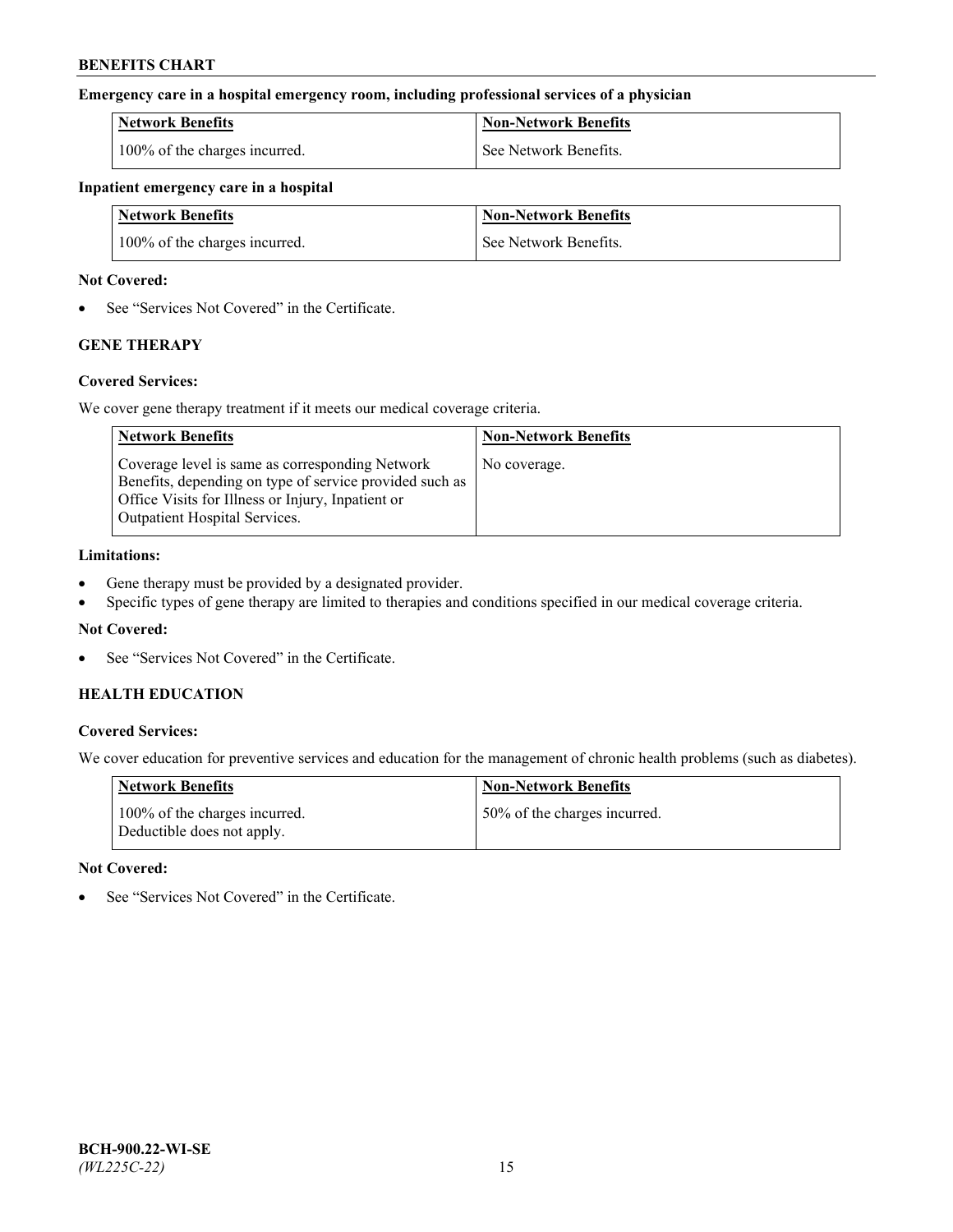**Emergency care in a hospital emergency room, including professional services of a physician**

| Network Benefits | Non-Network Benefits |
| --- | --- |
| 100% of the charges incurred. | See Network Benefits. |

**Inpatient emergency care in a hospital**

| Network Benefits | Non-Network Benefits |
| --- | --- |
| 100% of the charges incurred. | See Network Benefits. |

**Not Covered:**

- See "Services Not Covered" in the Certificate.

## GENE THERAPY

**Covered Services:**

We cover gene therapy treatment if it meets our medical coverage criteria.

| Network Benefits | Non-Network Benefits |
| --- | --- |
| Coverage level is same as corresponding Network Benefits, depending on type of service provided such as Office Visits for Illness or Injury, Inpatient or Outpatient Hospital Services. | No coverage. |

**Limitations:**

- Gene therapy must be provided by a designated provider.
- Specific types of gene therapy are limited to therapies and conditions specified in our medical coverage criteria.

**Not Covered:**

- See "Services Not Covered" in the Certificate.

## HEALTH EDUCATION

**Covered Services:**

We cover education for preventive services and education for the management of chronic health problems (such as diabetes).

| Network Benefits | Non-Network Benefits |
| --- | --- |
| 100% of the charges incurred. Deductible does not apply. | 50% of the charges incurred. |

**Not Covered:**

- See "Services Not Covered" in the Certificate.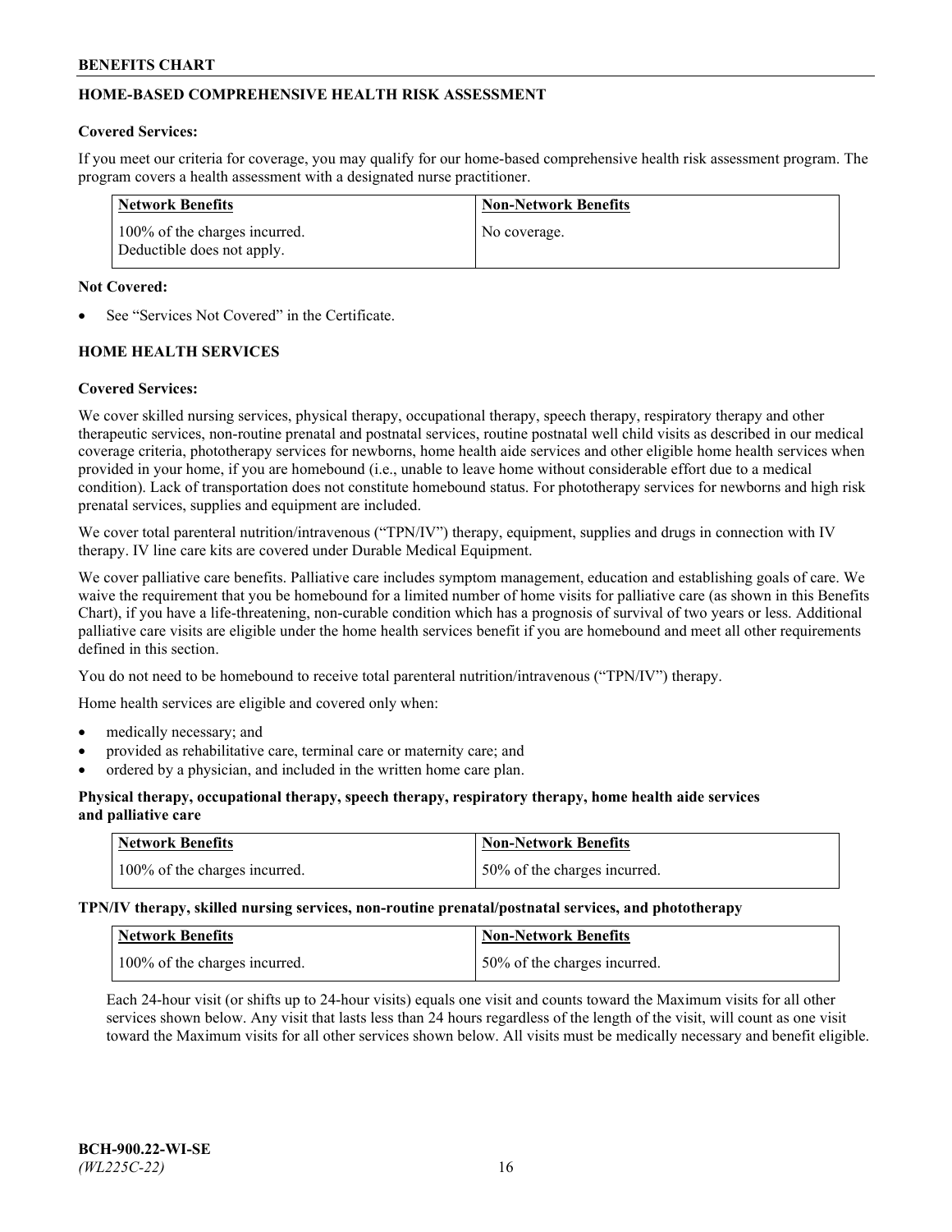## HOME-BASED COMPREHENSIVE HEALTH RISK ASSESSMENT

**Covered Services:**

If you meet our criteria for coverage, you may qualify for our home-based comprehensive health risk assessment program. The program covers a health assessment with a designated nurse practitioner.

| Network Benefits | Non-Network Benefits |
| --- | --- |
| 100% of the charges incurred. Deductible does not apply. | No coverage. |

**Not Covered:**

- See "Services Not Covered" in the Certificate.

## HOME HEALTH SERVICES

**Covered Services:**

We cover skilled nursing services, physical therapy, occupational therapy, speech therapy, respiratory therapy and other therapeutic services, non-routine prenatal and postnatal services, routine postnatal well child visits as described in our medical coverage criteria, phototherapy services for newborns, home health aide services and other eligible home health services when provided in your home, if you are homebound (i.e., unable to leave home without considerable effort due to a medical condition). Lack of transportation does not constitute homebound status. For phototherapy services for newborns and high risk prenatal services, supplies and equipment are included.

We cover total parenteral nutrition/intravenous ("TPN/IV") therapy, equipment, supplies and drugs in connection with IV therapy. IV line care kits are covered under Durable Medical Equipment.

We cover palliative care benefits. Palliative care includes symptom management, education and establishing goals of care. We waive the requirement that you be homebound for a limited number of home visits for palliative care (as shown in this Benefits Chart), if you have a life-threatening, non-curable condition which has a prognosis of survival of two years or less. Additional palliative care visits are eligible under the home health services benefit if you are homebound and meet all other requirements defined in this section.

You do not need to be homebound to receive total parenteral nutrition/intravenous ("TPN/IV") therapy.

Home health services are eligible and covered only when:

- medically necessary; and
- provided as rehabilitative care, terminal care or maternity care; and
- ordered by a physician, and included in the written home care plan.

**Physical therapy, occupational therapy, speech therapy, respiratory therapy, home health aide services and palliative care**

| Network Benefits | Non-Network Benefits |
| --- | --- |
| 100% of the charges incurred. | 50% of the charges incurred. |

**TPN/IV therapy, skilled nursing services, non-routine prenatal/postnatal services, and phototherapy**

| Network Benefits | Non-Network Benefits |
| --- | --- |
| 100% of the charges incurred. | 50% of the charges incurred. |

Each 24-hour visit (or shifts up to 24-hour visits) equals one visit and counts toward the Maximum visits for all other services shown below. Any visit that lasts less than 24 hours regardless of the length of the visit, will count as one visit toward the Maximum visits for all other services shown below. All visits must be medically necessary and benefit eligible.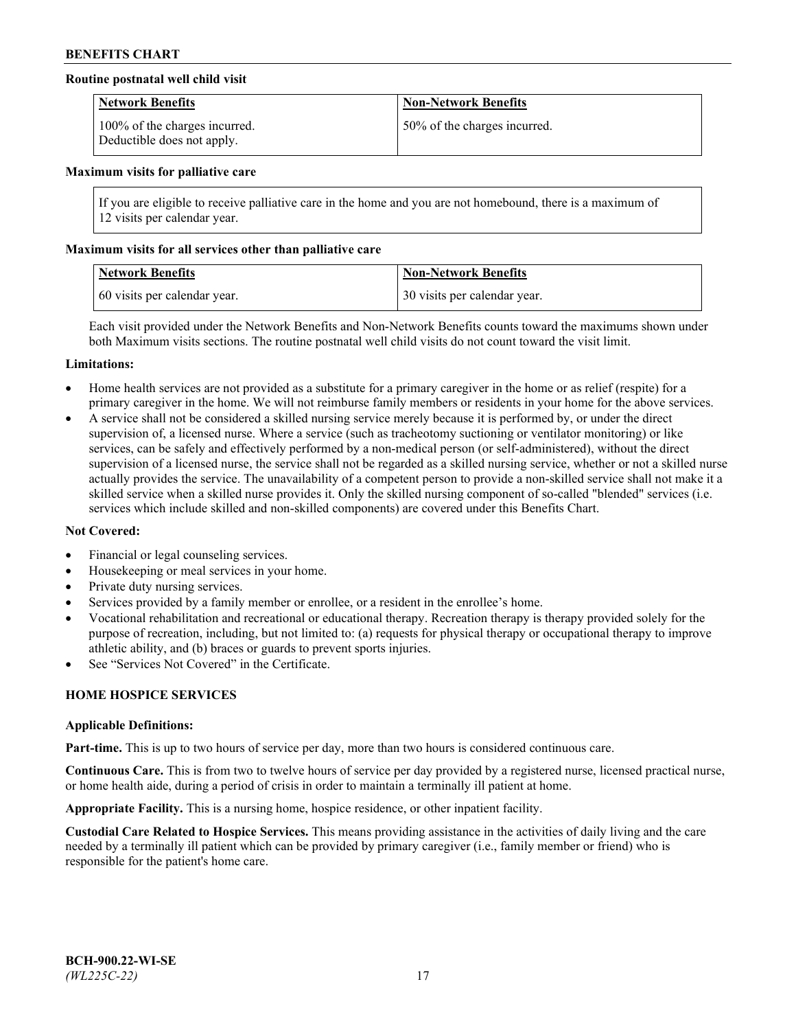**Routine postnatal well child visit**

| Network Benefits | Non-Network Benefits |
| --- | --- |
| 100% of the charges incurred. Deductible does not apply. | 50% of the charges incurred. |

**Maximum visits for palliative care**

| If you are eligible to receive palliative care in the home and you are not homebound, there is a maximum of 12 visits per calendar year. |
| --- |

**Maximum visits for all services other than palliative care**

| Network Benefits | Non-Network Benefits |
| --- | --- |
| 60 visits per calendar year. | 30 visits per calendar year. |

Each visit provided under the Network Benefits and Non-Network Benefits counts toward the maximums shown under both Maximum visits sections. The routine postnatal well child visits do not count toward the visit limit.

**Limitations:**

- Home health services are not provided as a substitute for a primary caregiver in the home or as relief (respite) for a primary caregiver in the home. We will not reimburse family members or residents in your home for the above services.
- A service shall not be considered a skilled nursing service merely because it is performed by, or under the direct supervision of, a licensed nurse. Where a service (such as tracheotomy suctioning or ventilator monitoring) or like services, can be safely and effectively performed by a non-medical person (or self-administered), without the direct supervision of a licensed nurse, the service shall not be regarded as a skilled nursing service, whether or not a skilled nurse actually provides the service. The unavailability of a competent person to provide a non-skilled service shall not make it a skilled service when a skilled nurse provides it. Only the skilled nursing component of so-called "blended" services (i.e. services which include skilled and non-skilled components) are covered under this Benefits Chart.

**Not Covered:**

- Financial or legal counseling services.
- Housekeeping or meal services in your home.
- Private duty nursing services.
- Services provided by a family member or enrollee, or a resident in the enrollee's home.
- Vocational rehabilitation and recreational or educational therapy. Recreation therapy is therapy provided solely for the purpose of recreation, including, but not limited to: (a) requests for physical therapy or occupational therapy to improve athletic ability, and (b) braces or guards to prevent sports injuries.
- See "Services Not Covered" in the Certificate.

## HOME HOSPICE SERVICES

**Applicable Definitions:**

**Part-time.** This is up to two hours of service per day, more than two hours is considered continuous care.

**Continuous Care.** This is from two to twelve hours of service per day provided by a registered nurse, licensed practical nurse, or home health aide, during a period of crisis in order to maintain a terminally ill patient at home.

**Appropriate Facility.** This is a nursing home, hospice residence, or other inpatient facility.

**Custodial Care Related to Hospice Services.** This means providing assistance in the activities of daily living and the care needed by a terminally ill patient which can be provided by primary caregiver (i.e., family member or friend) who is responsible for the patient's home care.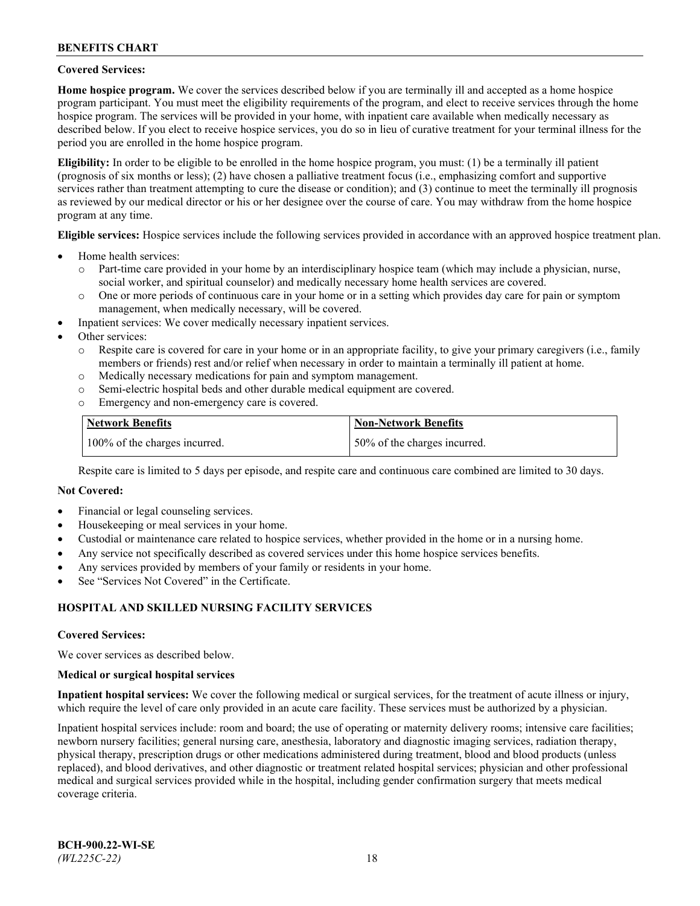**Covered Services:**

**Home hospice program.** We cover the services described below if you are terminally ill and accepted as a home hospice program participant. You must meet the eligibility requirements of the program, and elect to receive services through the home hospice program. The services will be provided in your home, with inpatient care available when medically necessary as described below. If you elect to receive hospice services, you do so in lieu of curative treatment for your terminal illness for the period you are enrolled in the home hospice program.

**Eligibility:** In order to be eligible to be enrolled in the home hospice program, you must: (1) be a terminally ill patient (prognosis of six months or less); (2) have chosen a palliative treatment focus (i.e., emphasizing comfort and supportive services rather than treatment attempting to cure the disease or condition); and (3) continue to meet the terminally ill prognosis as reviewed by our medical director or his or her designee over the course of care. You may withdraw from the home hospice program at any time.

**Eligible services:** Hospice services include the following services provided in accordance with an approved hospice treatment plan.

- Home health services:
  - Part-time care provided in your home by an interdisciplinary hospice team (which may include a physician, nurse, social worker, and spiritual counselor) and medically necessary home health services are covered.
  - One or more periods of continuous care in your home or in a setting which provides day care for pain or symptom management, when medically necessary, will be covered.
- Inpatient services: We cover medically necessary inpatient services.
- Other services:
  - Respite care is covered for care in your home or in an appropriate facility, to give your primary caregivers (i.e., family members or friends) rest and/or relief when necessary in order to maintain a terminally ill patient at home.
  - Medically necessary medications for pain and symptom management.
  - Semi-electric hospital beds and other durable medical equipment are covered.
  - Emergency and non-emergency care is covered.

| Network Benefits | Non-Network Benefits |
|---|---|
| 100% of the charges incurred. | 50% of the charges incurred. |

Respite care is limited to 5 days per episode, and respite care and continuous care combined are limited to 30 days.

**Not Covered:**

- Financial or legal counseling services.
- Housekeeping or meal services in your home.
- Custodial or maintenance care related to hospice services, whether provided in the home or in a nursing home.
- Any service not specifically described as covered services under this home hospice services benefits.
- Any services provided by members of your family or residents in your home.
- See "Services Not Covered" in the Certificate.

## HOSPITAL AND SKILLED NURSING FACILITY SERVICES

**Covered Services:**

We cover services as described below.

**Medical or surgical hospital services**

**Inpatient hospital services:** We cover the following medical or surgical services, for the treatment of acute illness or injury, which require the level of care only provided in an acute care facility. These services must be authorized by a physician.

Inpatient hospital services include: room and board; the use of operating or maternity delivery rooms; intensive care facilities; newborn nursery facilities; general nursing care, anesthesia, laboratory and diagnostic imaging services, radiation therapy, physical therapy, prescription drugs or other medications administered during treatment, blood and blood products (unless replaced), and blood derivatives, and other diagnostic or treatment related hospital services; physician and other professional medical and surgical services provided while in the hospital, including gender confirmation surgery that meets medical coverage criteria.

**BCH-900.22-WI-SE**
*(WL225C-22)*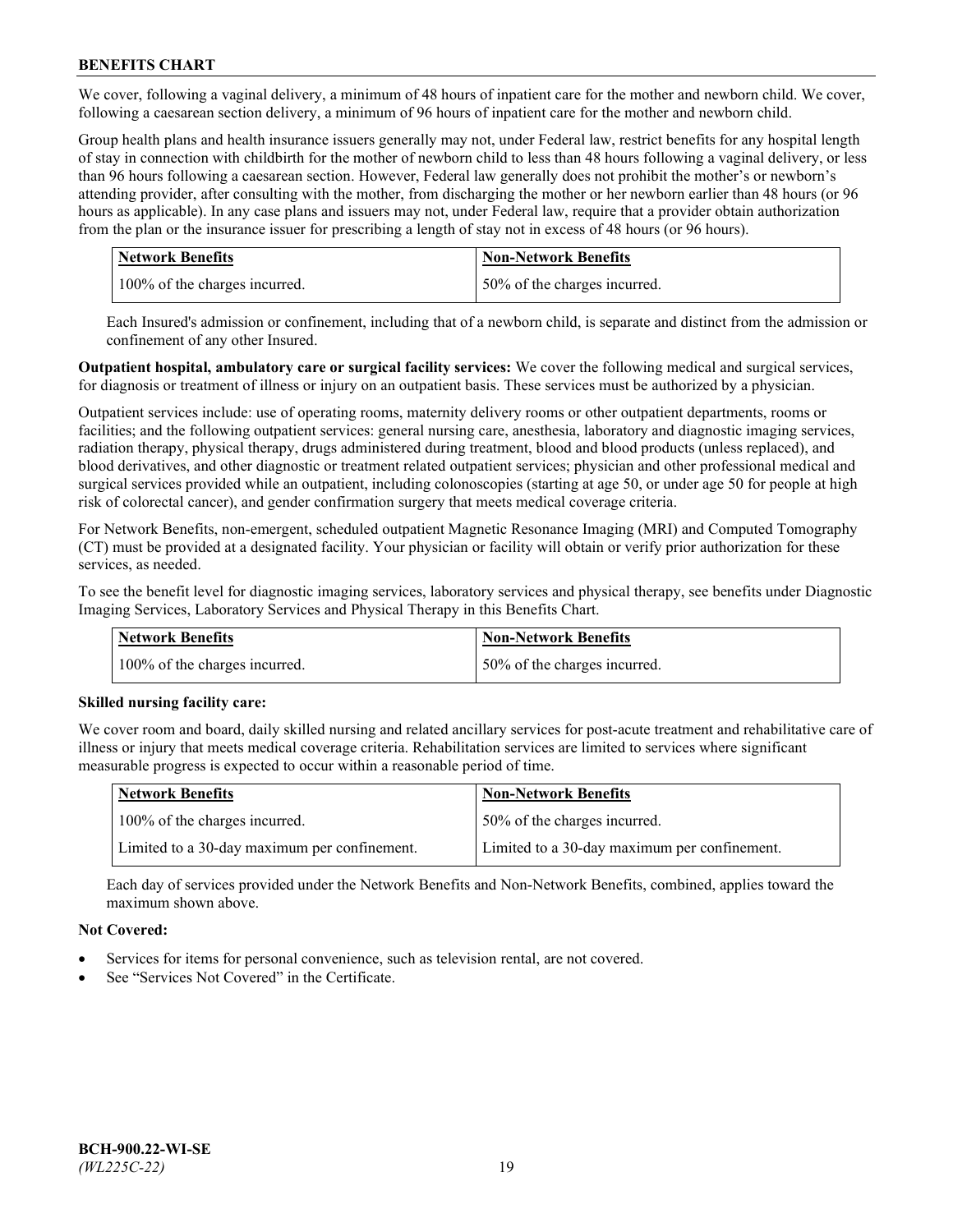We cover, following a vaginal delivery, a minimum of 48 hours of inpatient care for the mother and newborn child. We cover, following a caesarean section delivery, a minimum of 96 hours of inpatient care for the mother and newborn child.

Group health plans and health insurance issuers generally may not, under Federal law, restrict benefits for any hospital length of stay in connection with childbirth for the mother of newborn child to less than 48 hours following a vaginal delivery, or less than 96 hours following a caesarean section. However, Federal law generally does not prohibit the mother's or newborn's attending provider, after consulting with the mother, from discharging the mother or her newborn earlier than 48 hours (or 96 hours as applicable). In any case plans and issuers may not, under Federal law, require that a provider obtain authorization from the plan or the insurance issuer for prescribing a length of stay not in excess of 48 hours (or 96 hours).

| Network Benefits | Non-Network Benefits |
|---|---|
| 100% of the charges incurred. | 50% of the charges incurred. |

Each Insured's admission or confinement, including that of a newborn child, is separate and distinct from the admission or confinement of any other Insured.

**Outpatient hospital, ambulatory care or surgical facility services:** We cover the following medical and surgical services, for diagnosis or treatment of illness or injury on an outpatient basis. These services must be authorized by a physician.

Outpatient services include: use of operating rooms, maternity delivery rooms or other outpatient departments, rooms or facilities; and the following outpatient services: general nursing care, anesthesia, laboratory and diagnostic imaging services, radiation therapy, physical therapy, drugs administered during treatment, blood and blood products (unless replaced), and blood derivatives, and other diagnostic or treatment related outpatient services; physician and other professional medical and surgical services provided while an outpatient, including colonoscopies (starting at age 50, or under age 50 for people at high risk of colorectal cancer), and gender confirmation surgery that meets medical coverage criteria.

For Network Benefits, non-emergent, scheduled outpatient Magnetic Resonance Imaging (MRI) and Computed Tomography (CT) must be provided at a designated facility. Your physician or facility will obtain or verify prior authorization for these services, as needed.

To see the benefit level for diagnostic imaging services, laboratory services and physical therapy, see benefits under Diagnostic Imaging Services, Laboratory Services and Physical Therapy in this Benefits Chart.

| Network Benefits | Non-Network Benefits |
|---|---|
| 100% of the charges incurred. | 50% of the charges incurred. |

**Skilled nursing facility care:**

We cover room and board, daily skilled nursing and related ancillary services for post-acute treatment and rehabilitative care of illness or injury that meets medical coverage criteria. Rehabilitation services are limited to services where significant measurable progress is expected to occur within a reasonable period of time.

| Network Benefits | Non-Network Benefits |
|---|---|
| 100% of the charges incurred. | 50% of the charges incurred. |
| Limited to a 30-day maximum per confinement. | Limited to a 30-day maximum per confinement. |

Each day of services provided under the Network Benefits and Non-Network Benefits, combined, applies toward the maximum shown above.

**Not Covered:**

- Services for items for personal convenience, such as television rental, are not covered.
- See "Services Not Covered" in the Certificate.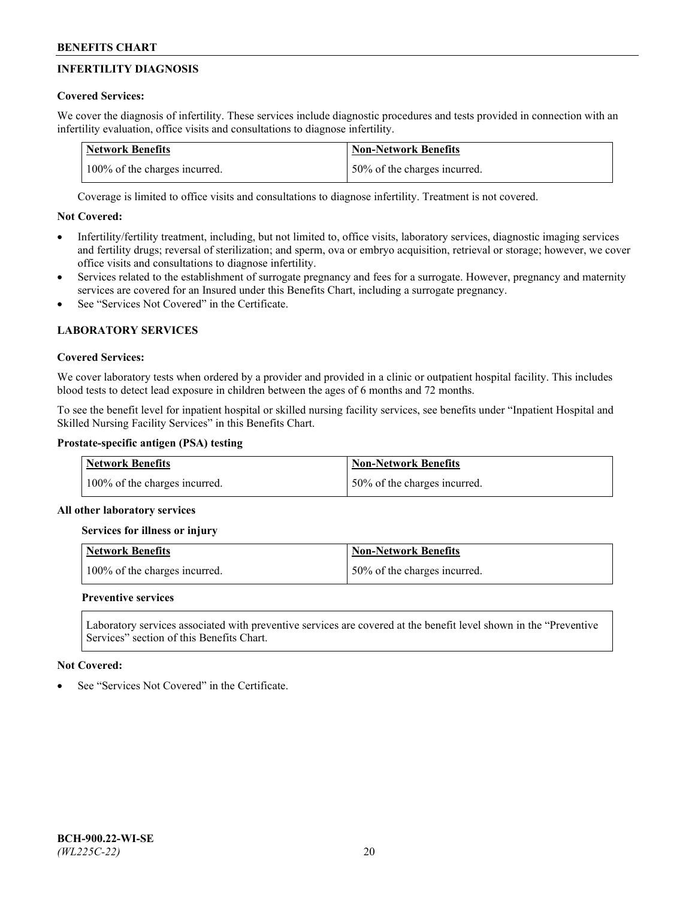## INFERTILITY DIAGNOSIS

**Covered Services:**

We cover the diagnosis of infertility. These services include diagnostic procedures and tests provided in connection with an infertility evaluation, office visits and consultations to diagnose infertility.

| Network Benefits | Non-Network Benefits |
|---|---|
| 100% of the charges incurred. | 50% of the charges incurred. |

Coverage is limited to office visits and consultations to diagnose infertility. Treatment is not covered.

**Not Covered:**

- Infertility/fertility treatment, including, but not limited to, office visits, laboratory services, diagnostic imaging services and fertility drugs; reversal of sterilization; and sperm, ova or embryo acquisition, retrieval or storage; however, we cover office visits and consultations to diagnose infertility.
- Services related to the establishment of surrogate pregnancy and fees for a surrogate. However, pregnancy and maternity services are covered for an Insured under this Benefits Chart, including a surrogate pregnancy.
- See "Services Not Covered" in the Certificate.

## LABORATORY SERVICES

**Covered Services:**

We cover laboratory tests when ordered by a provider and provided in a clinic or outpatient hospital facility. This includes blood tests to detect lead exposure in children between the ages of 6 months and 72 months.

To see the benefit level for inpatient hospital or skilled nursing facility services, see benefits under "Inpatient Hospital and Skilled Nursing Facility Services" in this Benefits Chart.

**Prostate-specific antigen (PSA) testing**

| Network Benefits | Non-Network Benefits |
|---|---|
| 100% of the charges incurred. | 50% of the charges incurred. |

**All other laboratory services**

**Services for illness or injury**

| Network Benefits | Non-Network Benefits |
|---|---|
| 100% of the charges incurred. | 50% of the charges incurred. |

**Preventive services**

Laboratory services associated with preventive services are covered at the benefit level shown in the "Preventive Services" section of this Benefits Chart.

**Not Covered:**

- See "Services Not Covered" in the Certificate.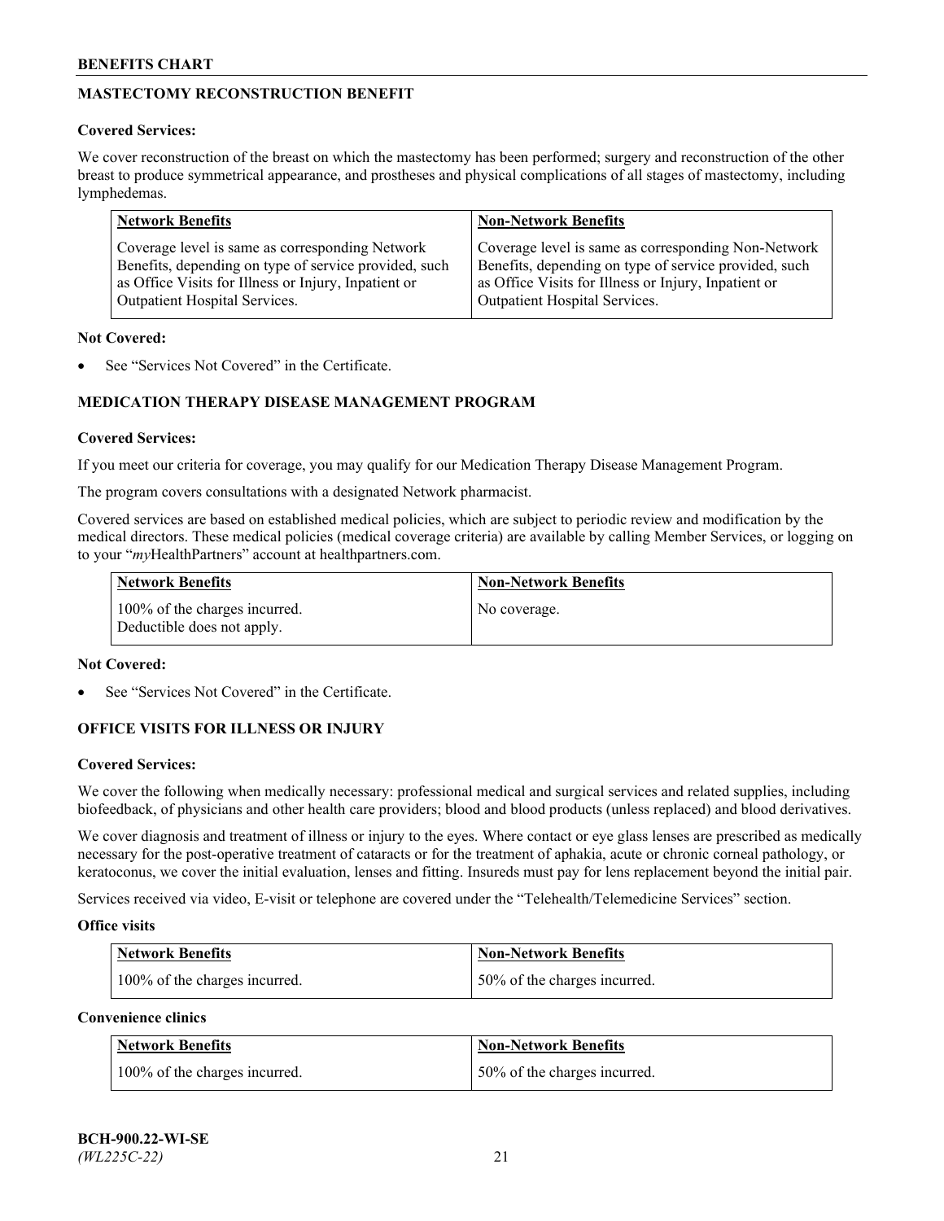## MASTECTOMY RECONSTRUCTION BENEFIT

**Covered Services:**

We cover reconstruction of the breast on which the mastectomy has been performed; surgery and reconstruction of the other breast to produce symmetrical appearance, and prostheses and physical complications of all stages of mastectomy, including lymphedemas.

| Network Benefits | Non-Network Benefits |
|---|---|
| Coverage level is same as corresponding Network Benefits, depending on type of service provided, such as Office Visits for Illness or Injury, Inpatient or Outpatient Hospital Services. | Coverage level is same as corresponding Non-Network Benefits, depending on type of service provided, such as Office Visits for Illness or Injury, Inpatient or Outpatient Hospital Services. |

**Not Covered:**

- See "Services Not Covered" in the Certificate.

## MEDICATION THERAPY DISEASE MANAGEMENT PROGRAM

**Covered Services:**

If you meet our criteria for coverage, you may qualify for our Medication Therapy Disease Management Program.

The program covers consultations with a designated Network pharmacist.

Covered services are based on established medical policies, which are subject to periodic review and modification by the medical directors. These medical policies (medical coverage criteria) are available by calling Member Services, or logging on to your "*my*HealthPartners" account at healthpartners.com.

| Network Benefits | Non-Network Benefits |
|---|---|
| 100% of the charges incurred. Deductible does not apply. | No coverage. |

**Not Covered:**

- See "Services Not Covered" in the Certificate.

## OFFICE VISITS FOR ILLNESS OR INJURY

**Covered Services:**

We cover the following when medically necessary: professional medical and surgical services and related supplies, including biofeedback, of physicians and other health care providers; blood and blood products (unless replaced) and blood derivatives.

We cover diagnosis and treatment of illness or injury to the eyes. Where contact or eye glass lenses are prescribed as medically necessary for the post-operative treatment of cataracts or for the treatment of aphakia, acute or chronic corneal pathology, or keratoconus, we cover the initial evaluation, lenses and fitting. Insureds must pay for lens replacement beyond the initial pair.

Services received via video, E-visit or telephone are covered under the "Telehealth/Telemedicine Services" section.

**Office visits**

| Network Benefits | Non-Network Benefits |
|---|---|
| 100% of the charges incurred. | 50% of the charges incurred. |

**Convenience clinics**

| Network Benefits | Non-Network Benefits |
|---|---|
| 100% of the charges incurred. | 50% of the charges incurred. |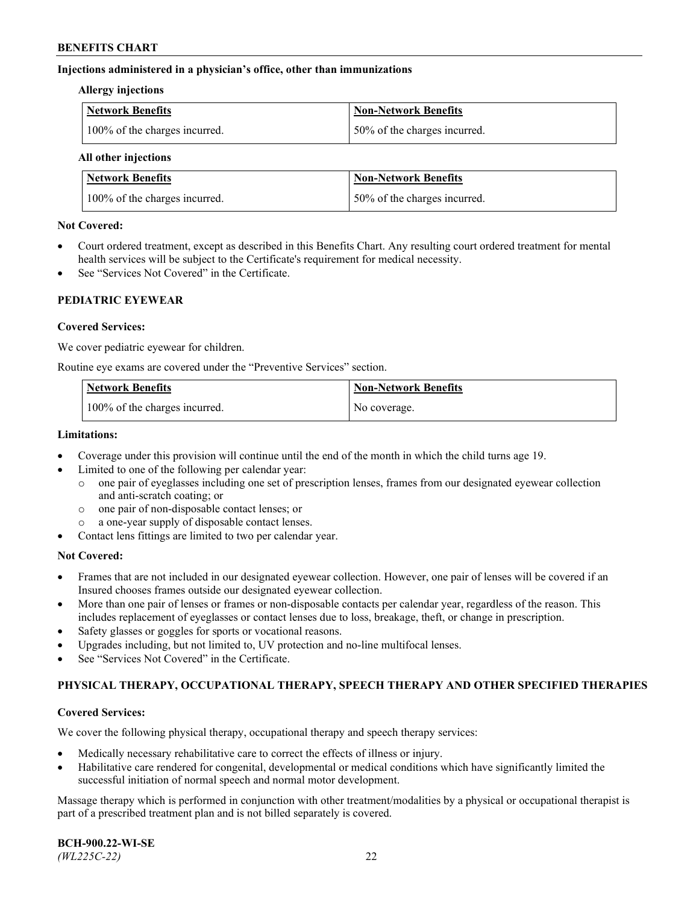**Injections administered in a physician's office, other than immunizations**

**Allergy injections**

| Network Benefits | Non-Network Benefits |
|---|---|
| 100% of the charges incurred. | 50% of the charges incurred. |

**All other injections**

| Network Benefits | Non-Network Benefits |
|---|---|
| 100% of the charges incurred. | 50% of the charges incurred. |

**Not Covered:**

- Court ordered treatment, except as described in this Benefits Chart. Any resulting court ordered treatment for mental health services will be subject to the Certificate's requirement for medical necessity.
- See "Services Not Covered" in the Certificate.

## PEDIATRIC EYEWEAR

**Covered Services:**

We cover pediatric eyewear for children.

Routine eye exams are covered under the "Preventive Services" section.

| Network Benefits | Non-Network Benefits |
|---|---|
| 100% of the charges incurred. | No coverage. |

**Limitations:**

- Coverage under this provision will continue until the end of the month in which the child turns age 19.
- Limited to one of the following per calendar year:
  - one pair of eyeglasses including one set of prescription lenses, frames from our designated eyewear collection and anti-scratch coating; or
  - one pair of non-disposable contact lenses; or
  - a one-year supply of disposable contact lenses.
- Contact lens fittings are limited to two per calendar year.

**Not Covered:**

- Frames that are not included in our designated eyewear collection. However, one pair of lenses will be covered if an Insured chooses frames outside our designated eyewear collection.
- More than one pair of lenses or frames or non-disposable contacts per calendar year, regardless of the reason. This includes replacement of eyeglasses or contact lenses due to loss, breakage, theft, or change in prescription.
- Safety glasses or goggles for sports or vocational reasons.
- Upgrades including, but not limited to, UV protection and no-line multifocal lenses.
- See "Services Not Covered" in the Certificate.

## PHYSICAL THERAPY, OCCUPATIONAL THERAPY, SPEECH THERAPY AND OTHER SPECIFIED THERAPIES

**Covered Services:**

We cover the following physical therapy, occupational therapy and speech therapy services:

- Medically necessary rehabilitative care to correct the effects of illness or injury.
- Habilitative care rendered for congenital, developmental or medical conditions which have significantly limited the successful initiation of normal speech and normal motor development.

Massage therapy which is performed in conjunction with other treatment/modalities by a physical or occupational therapist is part of a prescribed treatment plan and is not billed separately is covered.

**BCH-900.22-WI-SE**
*(WL225C-22)*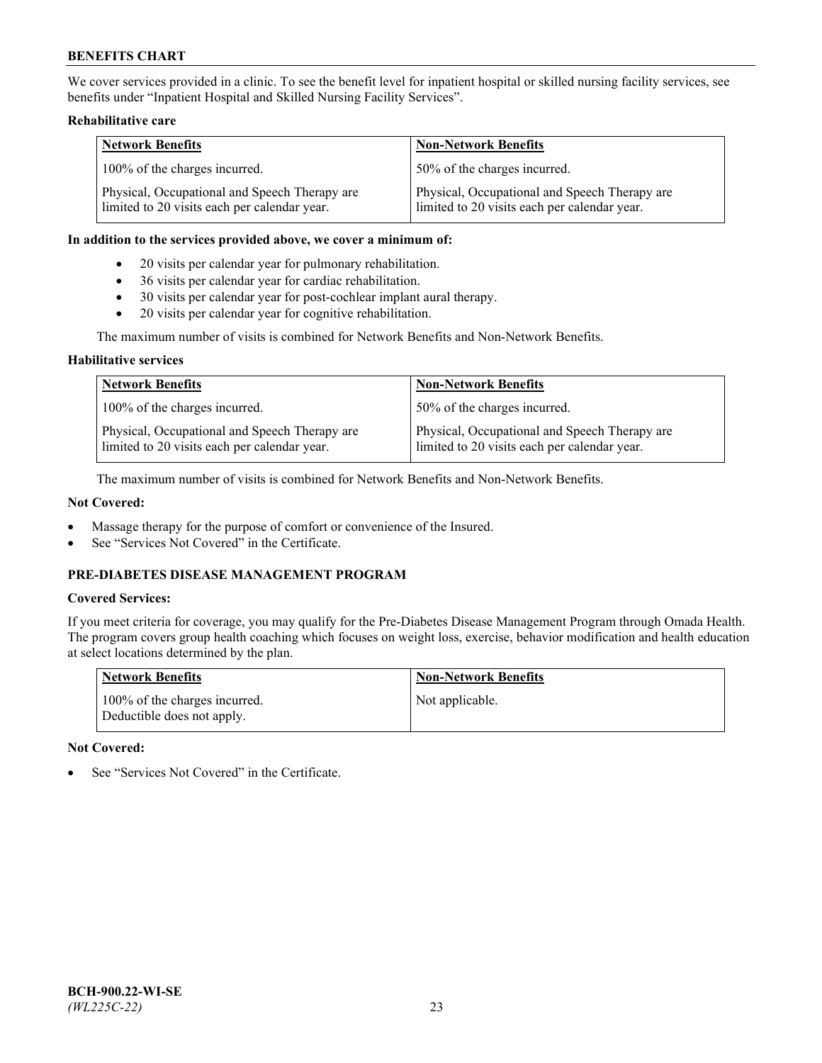We cover services provided in a clinic. To see the benefit level for inpatient hospital or skilled nursing facility services, see benefits under "Inpatient Hospital and Skilled Nursing Facility Services".

**Rehabilitative care**

| Network Benefits | Non-Network Benefits |
| --- | --- |
| 100% of the charges incurred. | 50% of the charges incurred. |
| Physical, Occupational and Speech Therapy are limited to 20 visits each per calendar year. | Physical, Occupational and Speech Therapy are limited to 20 visits each per calendar year. |

**In addition to the services provided above, we cover a minimum of:**

- 20 visits per calendar year for pulmonary rehabilitation.
- 36 visits per calendar year for cardiac rehabilitation.
- 30 visits per calendar year for post-cochlear implant aural therapy.
- 20 visits per calendar year for cognitive rehabilitation.

The maximum number of visits is combined for Network Benefits and Non-Network Benefits.

**Habilitative services**

| Network Benefits | Non-Network Benefits |
| --- | --- |
| 100% of the charges incurred. | 50% of the charges incurred. |
| Physical, Occupational and Speech Therapy are limited to 20 visits each per calendar year. | Physical, Occupational and Speech Therapy are limited to 20 visits each per calendar year. |

The maximum number of visits is combined for Network Benefits and Non-Network Benefits.

**Not Covered:**

- Massage therapy for the purpose of comfort or convenience of the Insured.
- See "Services Not Covered" in the Certificate.

## PRE-DIABETES DISEASE MANAGEMENT PROGRAM

**Covered Services:**

If you meet criteria for coverage, you may qualify for the Pre-Diabetes Disease Management Program through Omada Health. The program covers group health coaching which focuses on weight loss, exercise, behavior modification and health education at select locations determined by the plan.

| Network Benefits | Non-Network Benefits |
| --- | --- |
| 100% of the charges incurred. Deductible does not apply. | Not applicable. |

**Not Covered:**

- See "Services Not Covered" in the Certificate.

**BCH-900.22-WI-SE**
*(WL225C-22)*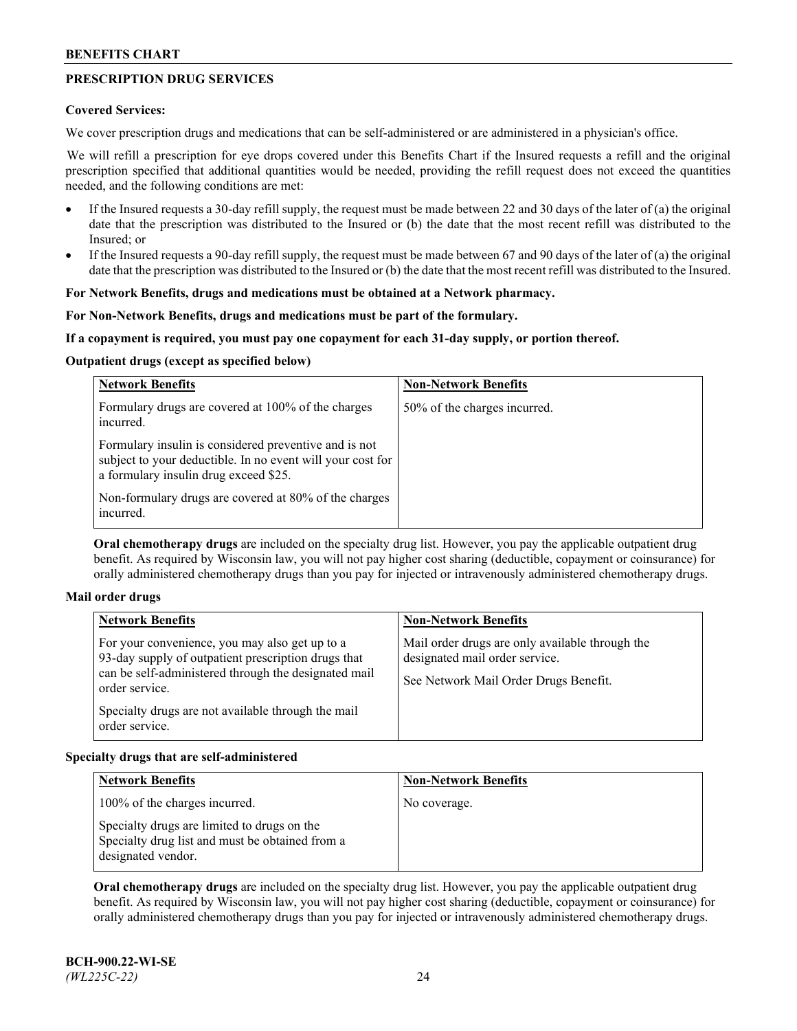## PRESCRIPTION DRUG SERVICES

**Covered Services:**

We cover prescription drugs and medications that can be self-administered or are administered in a physician's office.

We will refill a prescription for eye drops covered under this Benefits Chart if the Insured requests a refill and the original prescription specified that additional quantities would be needed, providing the refill request does not exceed the quantities needed, and the following conditions are met:

- If the Insured requests a 30-day refill supply, the request must be made between 22 and 30 days of the later of (a) the original date that the prescription was distributed to the Insured or (b) the date that the most recent refill was distributed to the Insured; or
- If the Insured requests a 90-day refill supply, the request must be made between 67 and 90 days of the later of (a) the original date that the prescription was distributed to the Insured or (b) the date that the most recent refill was distributed to the Insured.

**For Network Benefits, drugs and medications must be obtained at a Network pharmacy.**

**For Non-Network Benefits, drugs and medications must be part of the formulary.**

**If a copayment is required, you must pay one copayment for each 31-day supply, or portion thereof.**

**Outpatient drugs (except as specified below)**

| Network Benefits | Non-Network Benefits |
|---|---|
| Formulary drugs are covered at 100% of the charges incurred.<br><br>Formulary insulin is considered preventive and is not subject to your deductible. In no event will your cost for a formulary insulin drug exceed $25.<br><br>Non-formulary drugs are covered at 80% of the charges incurred. | 50% of the charges incurred. |

**Oral chemotherapy drugs** are included on the specialty drug list. However, you pay the applicable outpatient drug benefit. As required by Wisconsin law, you will not pay higher cost sharing (deductible, copayment or coinsurance) for orally administered chemotherapy drugs than you pay for injected or intravenously administered chemotherapy drugs.

**Mail order drugs**

| Network Benefits | Non-Network Benefits |
|---|---|
| For your convenience, you may also get up to a 93-day supply of outpatient prescription drugs that can be self-administered through the designated mail order service.<br><br>Specialty drugs are not available through the mail order service. | Mail order drugs are only available through the designated mail order service.<br><br>See Network Mail Order Drugs Benefit. |

**Specialty drugs that are self-administered**

| Network Benefits | Non-Network Benefits |
|---|---|
| 100% of the charges incurred.<br><br>Specialty drugs are limited to drugs on the Specialty drug list and must be obtained from a designated vendor. | No coverage. |

**Oral chemotherapy drugs** are included on the specialty drug list. However, you pay the applicable outpatient drug benefit. As required by Wisconsin law, you will not pay higher cost sharing (deductible, copayment or coinsurance) for orally administered chemotherapy drugs than you pay for injected or intravenously administered chemotherapy drugs.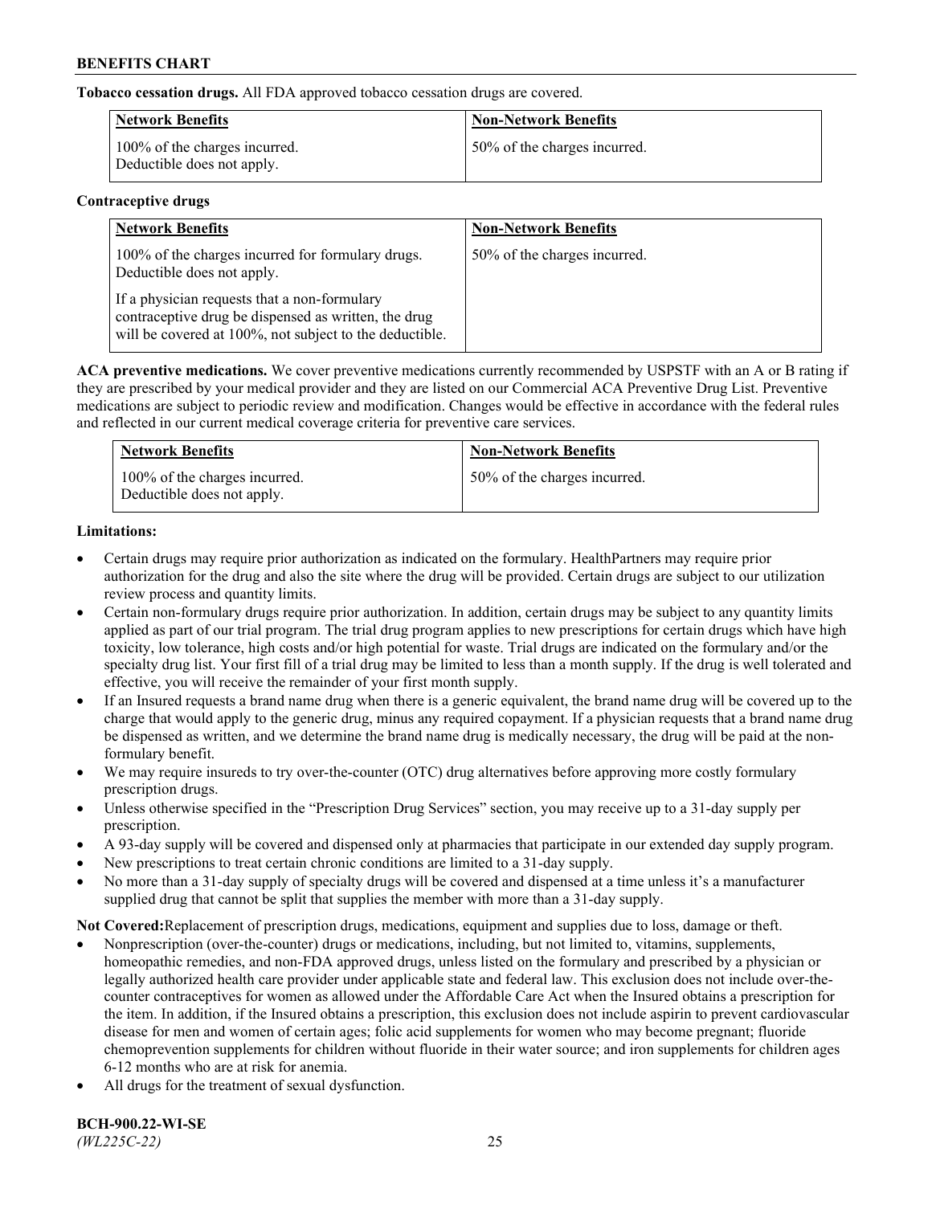**Tobacco cessation drugs.** All FDA approved tobacco cessation drugs are covered.

| Network Benefits | Non-Network Benefits |
|---|---|
| 100% of the charges incurred. Deductible does not apply. | 50% of the charges incurred. |

**Contraceptive drugs**

| Network Benefits | Non-Network Benefits |
|---|---|
| 100% of the charges incurred for formulary drugs. Deductible does not apply.<br><br>If a physician requests that a non-formulary contraceptive drug be dispensed as written, the drug will be covered at 100%, not subject to the deductible. | 50% of the charges incurred. |

**ACA preventive medications.** We cover preventive medications currently recommended by USPSTF with an A or B rating if they are prescribed by your medical provider and they are listed on our Commercial ACA Preventive Drug List. Preventive medications are subject to periodic review and modification. Changes would be effective in accordance with the federal rules and reflected in our current medical coverage criteria for preventive care services.

| Network Benefits | Non-Network Benefits |
|---|---|
| 100% of the charges incurred. Deductible does not apply. | 50% of the charges incurred. |

**Limitations:**

- Certain drugs may require prior authorization as indicated on the formulary. HealthPartners may require prior authorization for the drug and also the site where the drug will be provided. Certain drugs are subject to our utilization review process and quantity limits.
- Certain non-formulary drugs require prior authorization. In addition, certain drugs may be subject to any quantity limits applied as part of our trial program. The trial drug program applies to new prescriptions for certain drugs which have high toxicity, low tolerance, high costs and/or high potential for waste. Trial drugs are indicated on the formulary and/or the specialty drug list. Your first fill of a trial drug may be limited to less than a month supply. If the drug is well tolerated and effective, you will receive the remainder of your first month supply.
- If an Insured requests a brand name drug when there is a generic equivalent, the brand name drug will be covered up to the charge that would apply to the generic drug, minus any required copayment. If a physician requests that a brand name drug be dispensed as written, and we determine the brand name drug is medically necessary, the drug will be paid at the non-formulary benefit.
- We may require insureds to try over-the-counter (OTC) drug alternatives before approving more costly formulary prescription drugs.
- Unless otherwise specified in the "Prescription Drug Services" section, you may receive up to a 31-day supply per prescription.
- A 93-day supply will be covered and dispensed only at pharmacies that participate in our extended day supply program.
- New prescriptions to treat certain chronic conditions are limited to a 31-day supply.
- No more than a 31-day supply of specialty drugs will be covered and dispensed at a time unless it's a manufacturer supplied drug that cannot be split that supplies the member with more than a 31-day supply.

**Not Covered:**Replacement of prescription drugs, medications, equipment and supplies due to loss, damage or theft.

- Nonprescription (over-the-counter) drugs or medications, including, but not limited to, vitamins, supplements, homeopathic remedies, and non-FDA approved drugs, unless listed on the formulary and prescribed by a physician or legally authorized health care provider under applicable state and federal law. This exclusion does not include over-the-counter contraceptives for women as allowed under the Affordable Care Act when the Insured obtains a prescription for the item. In addition, if the Insured obtains a prescription, this exclusion does not include aspirin to prevent cardiovascular disease for men and women of certain ages; folic acid supplements for women who may become pregnant; fluoride chemoprevention supplements for children without fluoride in their water source; and iron supplements for children ages 6-12 months who are at risk for anemia.
- All drugs for the treatment of sexual dysfunction.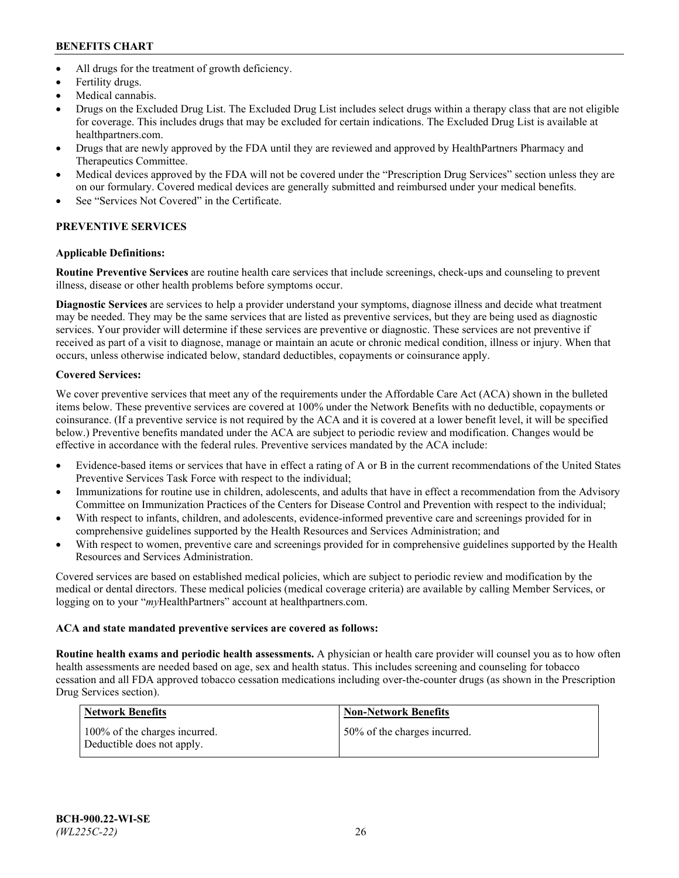- All drugs for the treatment of growth deficiency.
- Fertility drugs.
- Medical cannabis.
- Drugs on the Excluded Drug List. The Excluded Drug List includes select drugs within a therapy class that are not eligible for coverage. This includes drugs that may be excluded for certain indications. The Excluded Drug List is available at healthpartners.com.
- Drugs that are newly approved by the FDA until they are reviewed and approved by HealthPartners Pharmacy and Therapeutics Committee.
- Medical devices approved by the FDA will not be covered under the "Prescription Drug Services" section unless they are on our formulary. Covered medical devices are generally submitted and reimbursed under your medical benefits.
- See "Services Not Covered" in the Certificate.

## PREVENTIVE SERVICES

**Applicable Definitions:**

**Routine Preventive Services** are routine health care services that include screenings, check-ups and counseling to prevent illness, disease or other health problems before symptoms occur.

**Diagnostic Services** are services to help a provider understand your symptoms, diagnose illness and decide what treatment may be needed. They may be the same services that are listed as preventive services, but they are being used as diagnostic services. Your provider will determine if these services are preventive or diagnostic. These services are not preventive if received as part of a visit to diagnose, manage or maintain an acute or chronic medical condition, illness or injury. When that occurs, unless otherwise indicated below, standard deductibles, copayments or coinsurance apply.

**Covered Services:**

We cover preventive services that meet any of the requirements under the Affordable Care Act (ACA) shown in the bulleted items below. These preventive services are covered at 100% under the Network Benefits with no deductible, copayments or coinsurance. (If a preventive service is not required by the ACA and it is covered at a lower benefit level, it will be specified below.) Preventive benefits mandated under the ACA are subject to periodic review and modification. Changes would be effective in accordance with the federal rules. Preventive services mandated by the ACA include:

- Evidence-based items or services that have in effect a rating of A or B in the current recommendations of the United States Preventive Services Task Force with respect to the individual;
- Immunizations for routine use in children, adolescents, and adults that have in effect a recommendation from the Advisory Committee on Immunization Practices of the Centers for Disease Control and Prevention with respect to the individual;
- With respect to infants, children, and adolescents, evidence-informed preventive care and screenings provided for in comprehensive guidelines supported by the Health Resources and Services Administration; and
- With respect to women, preventive care and screenings provided for in comprehensive guidelines supported by the Health Resources and Services Administration.

Covered services are based on established medical policies, which are subject to periodic review and modification by the medical or dental directors. These medical policies (medical coverage criteria) are available by calling Member Services, or logging on to your "*my*HealthPartners" account at healthpartners.com.

**ACA and state mandated preventive services are covered as follows:**

**Routine health exams and periodic health assessments.** A physician or health care provider will counsel you as to how often health assessments are needed based on age, sex and health status. This includes screening and counseling for tobacco cessation and all FDA approved tobacco cessation medications including over-the-counter drugs (as shown in the Prescription Drug Services section).

| Network Benefits | Non-Network Benefits |
|---|---|
| 100% of the charges incurred. Deductible does not apply. | 50% of the charges incurred. |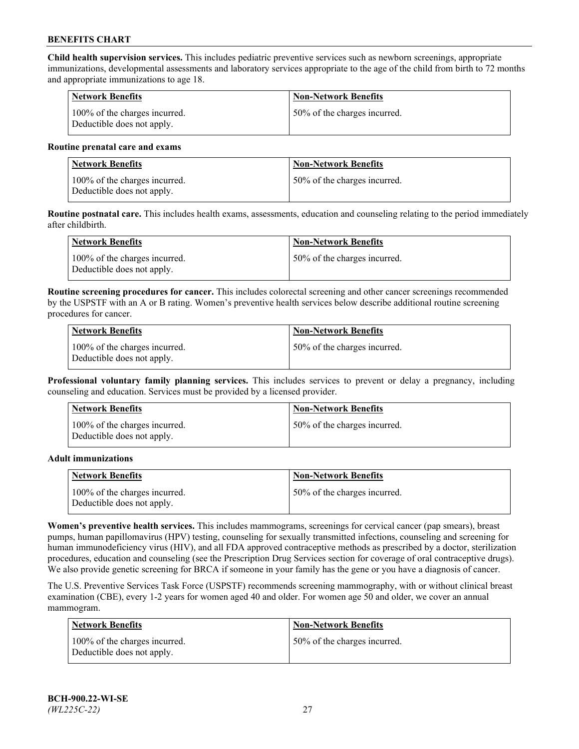**Child health supervision services.** This includes pediatric preventive services such as newborn screenings, appropriate immunizations, developmental assessments and laboratory services appropriate to the age of the child from birth to 72 months and appropriate immunizations to age 18.

| Network Benefits | Non-Network Benefits |
|---|---|
| 100% of the charges incurred. Deductible does not apply. | 50% of the charges incurred. |

**Routine prenatal care and exams**

| Network Benefits | Non-Network Benefits |
|---|---|
| 100% of the charges incurred. Deductible does not apply. | 50% of the charges incurred. |

**Routine postnatal care.** This includes health exams, assessments, education and counseling relating to the period immediately after childbirth.

| Network Benefits | Non-Network Benefits |
|---|---|
| 100% of the charges incurred. Deductible does not apply. | 50% of the charges incurred. |

**Routine screening procedures for cancer.** This includes colorectal screening and other cancer screenings recommended by the USPSTF with an A or B rating. Women's preventive health services below describe additional routine screening procedures for cancer.

| Network Benefits | Non-Network Benefits |
|---|---|
| 100% of the charges incurred. Deductible does not apply. | 50% of the charges incurred. |

**Professional voluntary family planning services.** This includes services to prevent or delay a pregnancy, including counseling and education. Services must be provided by a licensed provider.

| Network Benefits | Non-Network Benefits |
|---|---|
| 100% of the charges incurred. Deductible does not apply. | 50% of the charges incurred. |

**Adult immunizations**

| Network Benefits | Non-Network Benefits |
|---|---|
| 100% of the charges incurred. Deductible does not apply. | 50% of the charges incurred. |

**Women's preventive health services.** This includes mammograms, screenings for cervical cancer (pap smears), breast pumps, human papillomavirus (HPV) testing, counseling for sexually transmitted infections, counseling and screening for human immunodeficiency virus (HIV), and all FDA approved contraceptive methods as prescribed by a doctor, sterilization procedures, education and counseling (see the Prescription Drug Services section for coverage of oral contraceptive drugs). We also provide genetic screening for BRCA if someone in your family has the gene or you have a diagnosis of cancer.

The U.S. Preventive Services Task Force (USPSTF) recommends screening mammography, with or without clinical breast examination (CBE), every 1-2 years for women aged 40 and older. For women age 50 and older, we cover an annual mammogram.

| Network Benefits | Non-Network Benefits |
|---|---|
| 100% of the charges incurred. Deductible does not apply. | 50% of the charges incurred. |

**BCH-900.22-WI-SE**
*(WL225C-22)*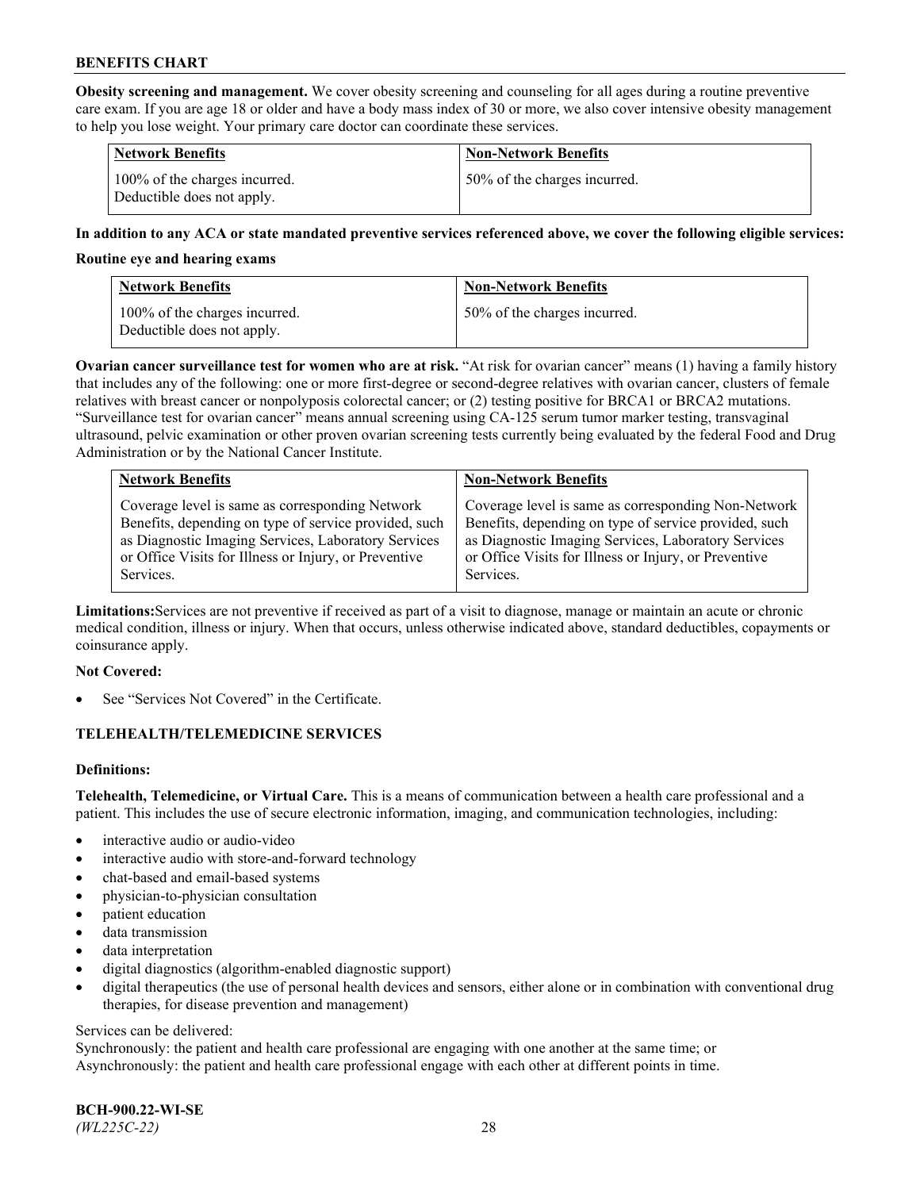**Obesity screening and management.** We cover obesity screening and counseling for all ages during a routine preventive care exam. If you are age 18 or older and have a body mass index of 30 or more, we also cover intensive obesity management to help you lose weight. Your primary care doctor can coordinate these services.

| Network Benefits | Non-Network Benefits |
|---|---|
| 100% of the charges incurred. Deductible does not apply. | 50% of the charges incurred. |

**In addition to any ACA or state mandated preventive services referenced above, we cover the following eligible services:**

**Routine eye and hearing exams**

| Network Benefits | Non-Network Benefits |
|---|---|
| 100% of the charges incurred. Deductible does not apply. | 50% of the charges incurred. |

**Ovarian cancer surveillance test for women who are at risk.** "At risk for ovarian cancer" means (1) having a family history that includes any of the following: one or more first-degree or second-degree relatives with ovarian cancer, clusters of female relatives with breast cancer or nonpolyposis colorectal cancer; or (2) testing positive for BRCA1 or BRCA2 mutations. "Surveillance test for ovarian cancer" means annual screening using CA-125 serum tumor marker testing, transvaginal ultrasound, pelvic examination or other proven ovarian screening tests currently being evaluated by the federal Food and Drug Administration or by the National Cancer Institute.

| Network Benefits | Non-Network Benefits |
|---|---|
| Coverage level is same as corresponding Network Benefits, depending on type of service provided, such as Diagnostic Imaging Services, Laboratory Services or Office Visits for Illness or Injury, or Preventive Services. | Coverage level is same as corresponding Non-Network Benefits, depending on type of service provided, such as Diagnostic Imaging Services, Laboratory Services or Office Visits for Illness or Injury, or Preventive Services. |

**Limitations:** Services are not preventive if received as part of a visit to diagnose, manage or maintain an acute or chronic medical condition, illness or injury. When that occurs, unless otherwise indicated above, standard deductibles, copayments or coinsurance apply.

**Not Covered:**

- See "Services Not Covered" in the Certificate.

**TELEHEALTH/TELEMEDICINE SERVICES**

**Definitions:**

**Telehealth, Telemedicine, or Virtual Care.** This is a means of communication between a health care professional and a patient. This includes the use of secure electronic information, imaging, and communication technologies, including:

- interactive audio or audio-video
- interactive audio with store-and-forward technology
- chat-based and email-based systems
- physician-to-physician consultation
- patient education
- data transmission
- data interpretation
- digital diagnostics (algorithm-enabled diagnostic support)
- digital therapeutics (the use of personal health devices and sensors, either alone or in combination with conventional drug therapies, for disease prevention and management)

Services can be delivered:
Synchronously: the patient and health care professional are engaging with one another at the same time; or
Asynchronously: the patient and health care professional engage with each other at different points in time.

**BCH-900.22-WI-SE**
*(WL225C-22)*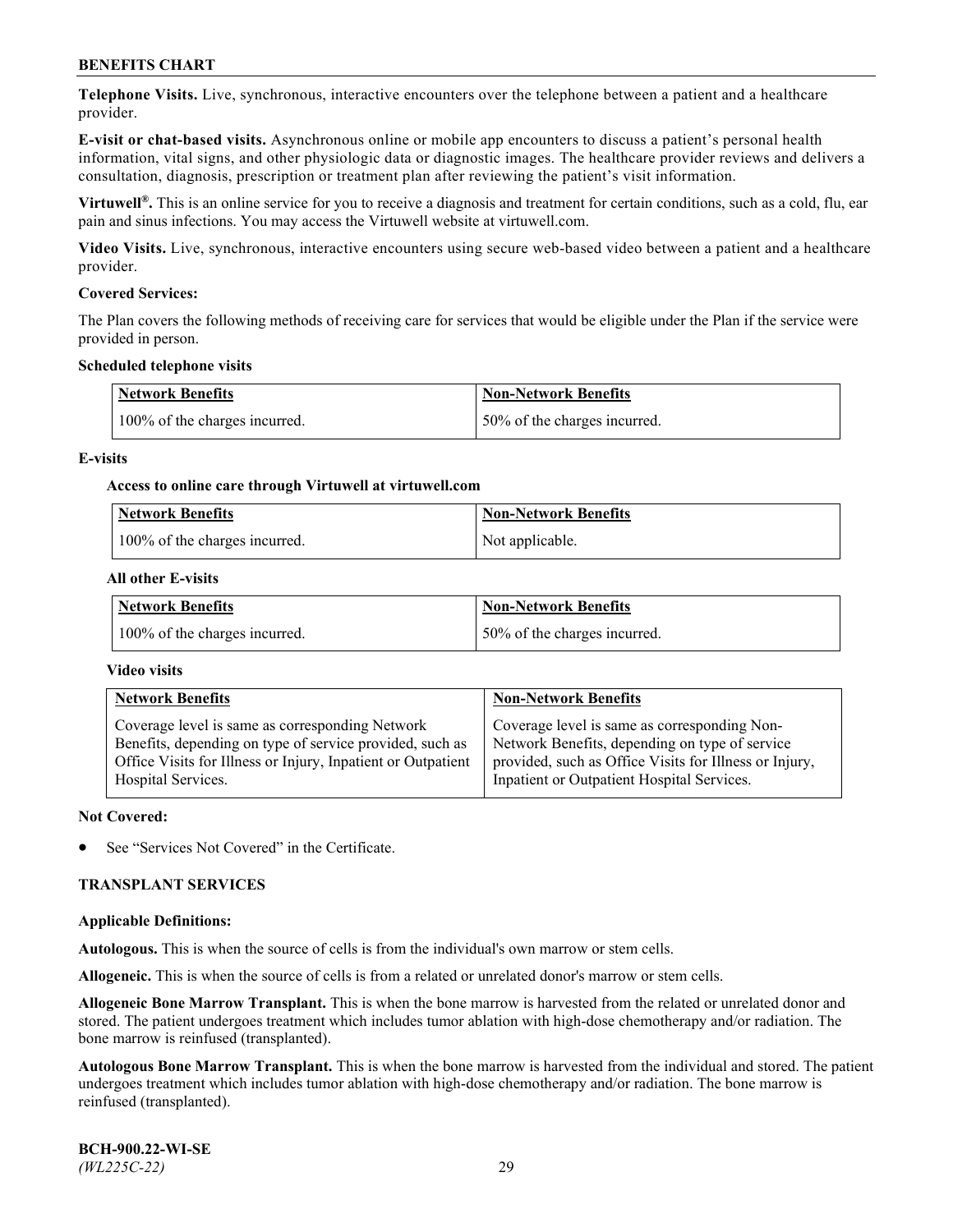**Telephone Visits.** Live, synchronous, interactive encounters over the telephone between a patient and a healthcare provider.

**E-visit or chat-based visits.** Asynchronous online or mobile app encounters to discuss a patient's personal health information, vital signs, and other physiologic data or diagnostic images. The healthcare provider reviews and delivers a consultation, diagnosis, prescription or treatment plan after reviewing the patient's visit information.

**Virtuwell®.** This is an online service for you to receive a diagnosis and treatment for certain conditions, such as a cold, flu, ear pain and sinus infections. You may access the Virtuwell website at virtuwell.com.

**Video Visits.** Live, synchronous, interactive encounters using secure web-based video between a patient and a healthcare provider.

**Covered Services:**

The Plan covers the following methods of receiving care for services that would be eligible under the Plan if the service were provided in person.

**Scheduled telephone visits**

| Network Benefits | Non-Network Benefits |
|---|---|
| 100% of the charges incurred. | 50% of the charges incurred. |

**E-visits**

**Access to online care through Virtuwell at virtuwell.com**

| Network Benefits | Non-Network Benefits |
|---|---|
| 100% of the charges incurred. | Not applicable. |

**All other E-visits**

| Network Benefits | Non-Network Benefits |
|---|---|
| 100% of the charges incurred. | 50% of the charges incurred. |

**Video visits**

| Network Benefits | Non-Network Benefits |
|---|---|
| Coverage level is same as corresponding Network Benefits, depending on type of service provided, such as Office Visits for Illness or Injury, Inpatient or Outpatient Hospital Services. | Coverage level is same as corresponding Non-Network Benefits, depending on type of service provided, such as Office Visits for Illness or Injury, Inpatient or Outpatient Hospital Services. |

**Not Covered:**

- See "Services Not Covered" in the Certificate.

## TRANSPLANT SERVICES

**Applicable Definitions:**

**Autologous.** This is when the source of cells is from the individual's own marrow or stem cells.

**Allogeneic.** This is when the source of cells is from a related or unrelated donor's marrow or stem cells.

**Allogeneic Bone Marrow Transplant.** This is when the bone marrow is harvested from the related or unrelated donor and stored. The patient undergoes treatment which includes tumor ablation with high-dose chemotherapy and/or radiation. The bone marrow is reinfused (transplanted).

**Autologous Bone Marrow Transplant.** This is when the bone marrow is harvested from the individual and stored. The patient undergoes treatment which includes tumor ablation with high-dose chemotherapy and/or radiation. The bone marrow is reinfused (transplanted).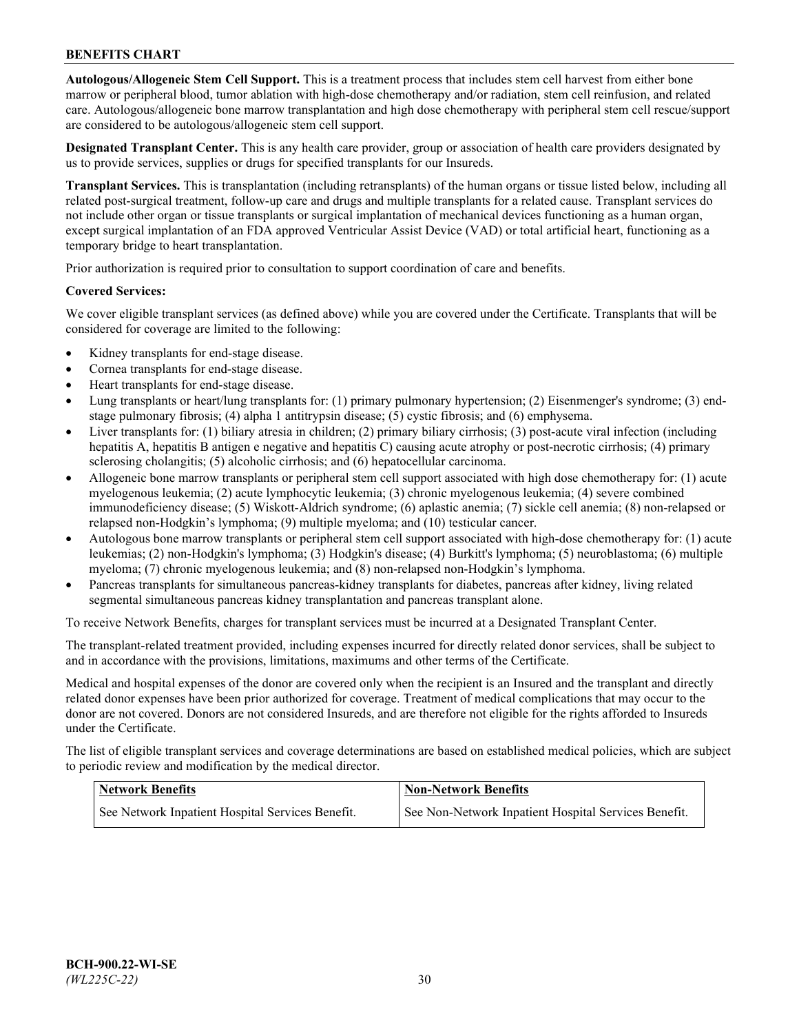**Autologous/Allogeneic Stem Cell Support.** This is a treatment process that includes stem cell harvest from either bone marrow or peripheral blood, tumor ablation with high-dose chemotherapy and/or radiation, stem cell reinfusion, and related care. Autologous/allogeneic bone marrow transplantation and high dose chemotherapy with peripheral stem cell rescue/support are considered to be autologous/allogeneic stem cell support.

**Designated Transplant Center.** This is any health care provider, group or association of health care providers designated by us to provide services, supplies or drugs for specified transplants for our Insureds.

**Transplant Services.** This is transplantation (including retransplants) of the human organs or tissue listed below, including all related post-surgical treatment, follow-up care and drugs and multiple transplants for a related cause. Transplant services do not include other organ or tissue transplants or surgical implantation of mechanical devices functioning as a human organ, except surgical implantation of an FDA approved Ventricular Assist Device (VAD) or total artificial heart, functioning as a temporary bridge to heart transplantation.

Prior authorization is required prior to consultation to support coordination of care and benefits.

**Covered Services:**

We cover eligible transplant services (as defined above) while you are covered under the Certificate. Transplants that will be considered for coverage are limited to the following:

- Kidney transplants for end-stage disease.
- Cornea transplants for end-stage disease.
- Heart transplants for end-stage disease.
- Lung transplants or heart/lung transplants for: (1) primary pulmonary hypertension; (2) Eisenmenger's syndrome; (3) end-stage pulmonary fibrosis; (4) alpha 1 antitrypsin disease; (5) cystic fibrosis; and (6) emphysema.
- Liver transplants for: (1) biliary atresia in children; (2) primary biliary cirrhosis; (3) post-acute viral infection (including hepatitis A, hepatitis B antigen e negative and hepatitis C) causing acute atrophy or post-necrotic cirrhosis; (4) primary sclerosing cholangitis; (5) alcoholic cirrhosis; and (6) hepatocellular carcinoma.
- Allogeneic bone marrow transplants or peripheral stem cell support associated with high dose chemotherapy for: (1) acute myelogenous leukemia; (2) acute lymphocytic leukemia; (3) chronic myelogenous leukemia; (4) severe combined immunodeficiency disease; (5) Wiskott-Aldrich syndrome; (6) aplastic anemia; (7) sickle cell anemia; (8) non-relapsed or relapsed non-Hodgkin's lymphoma; (9) multiple myeloma; and (10) testicular cancer.
- Autologous bone marrow transplants or peripheral stem cell support associated with high-dose chemotherapy for: (1) acute leukemias; (2) non-Hodgkin's lymphoma; (3) Hodgkin's disease; (4) Burkitt's lymphoma; (5) neuroblastoma; (6) multiple myeloma; (7) chronic myelogenous leukemia; and (8) non-relapsed non-Hodgkin's lymphoma.
- Pancreas transplants for simultaneous pancreas-kidney transplants for diabetes, pancreas after kidney, living related segmental simultaneous pancreas kidney transplantation and pancreas transplant alone.

To receive Network Benefits, charges for transplant services must be incurred at a Designated Transplant Center.

The transplant-related treatment provided, including expenses incurred for directly related donor services, shall be subject to and in accordance with the provisions, limitations, maximums and other terms of the Certificate.

Medical and hospital expenses of the donor are covered only when the recipient is an Insured and the transplant and directly related donor expenses have been prior authorized for coverage. Treatment of medical complications that may occur to the donor are not covered. Donors are not considered Insureds, and are therefore not eligible for the rights afforded to Insureds under the Certificate.

The list of eligible transplant services and coverage determinations are based on established medical policies, which are subject to periodic review and modification by the medical director.

| Network Benefits | Non-Network Benefits |
| --- | --- |
| See Network Inpatient Hospital Services Benefit. | See Non-Network Inpatient Hospital Services Benefit. |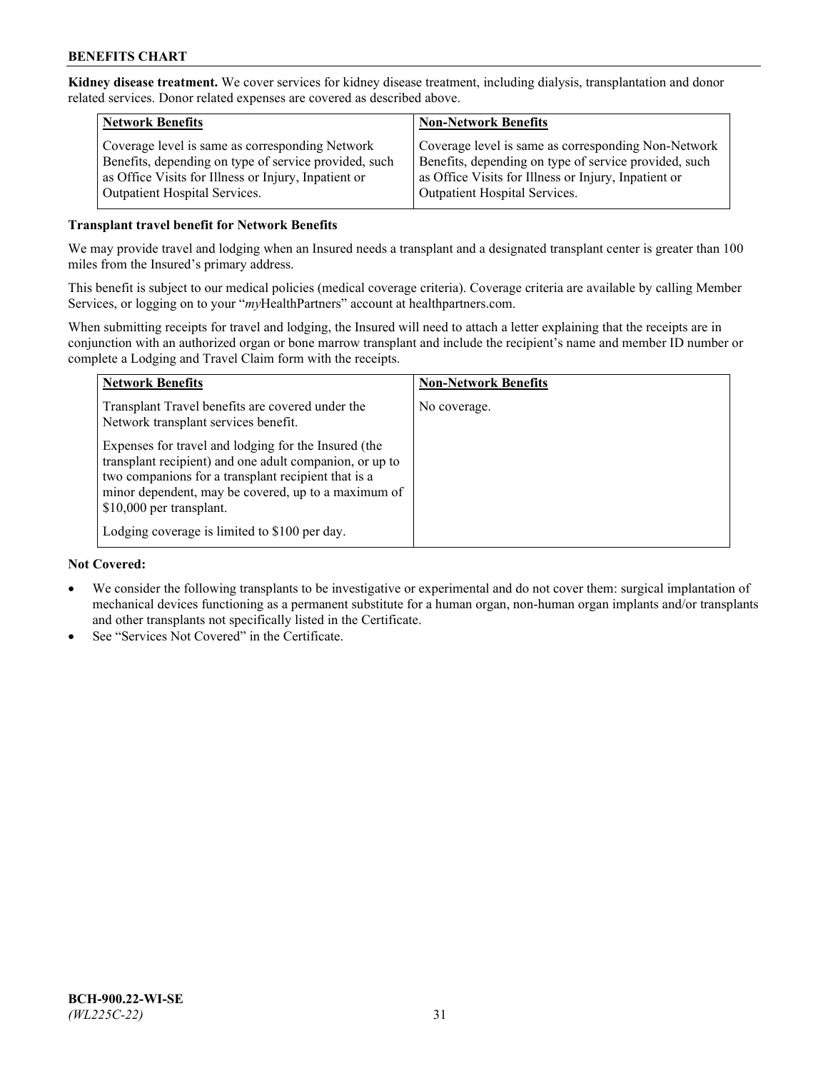**Kidney disease treatment.** We cover services for kidney disease treatment, including dialysis, transplantation and donor related services. Donor related expenses are covered as described above.

| Network Benefits | Non-Network Benefits |
|---|---|
| Coverage level is same as corresponding Network Benefits, depending on type of service provided, such as Office Visits for Illness or Injury, Inpatient or Outpatient Hospital Services. | Coverage level is same as corresponding Non-Network Benefits, depending on type of service provided, such as Office Visits for Illness or Injury, Inpatient or Outpatient Hospital Services. |

**Transplant travel benefit for Network Benefits**

We may provide travel and lodging when an Insured needs a transplant and a designated transplant center is greater than 100 miles from the Insured's primary address.

This benefit is subject to our medical policies (medical coverage criteria). Coverage criteria are available by calling Member Services, or logging on to your "*my*HealthPartners" account at healthpartners.com.

When submitting receipts for travel and lodging, the Insured will need to attach a letter explaining that the receipts are in conjunction with an authorized organ or bone marrow transplant and include the recipient's name and member ID number or complete a Lodging and Travel Claim form with the receipts.

| Network Benefits | Non-Network Benefits |
|---|---|
| Transplant Travel benefits are covered under the Network transplant services benefit.<br><br>Expenses for travel and lodging for the Insured (the transplant recipient) and one adult companion, or up to two companions for a transplant recipient that is a minor dependent, may be covered, up to a maximum of $10,000 per transplant.<br><br>Lodging coverage is limited to $100 per day. | No coverage. |

**Not Covered:**

- We consider the following transplants to be investigative or experimental and do not cover them: surgical implantation of mechanical devices functioning as a permanent substitute for a human organ, non-human organ implants and/or transplants and other transplants not specifically listed in the Certificate.
- See "Services Not Covered" in the Certificate.

**BCH-900.22-WI-SE**
*(WL225C-22)*